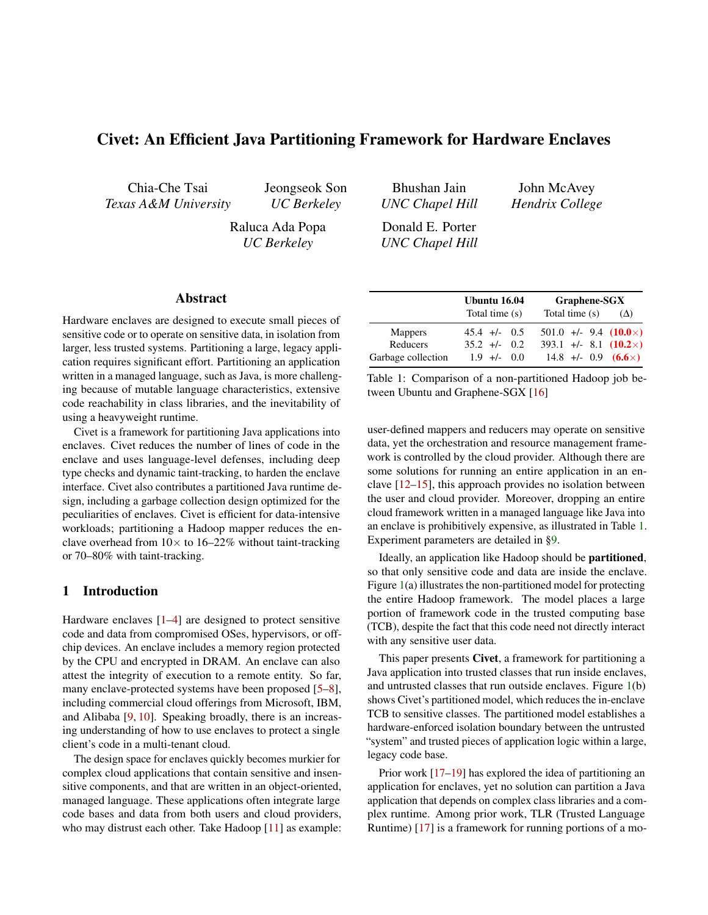# Civet: An Efficient Java Partitioning Framework for Hardware Enclaves

Chia-Che Tsai
*Texas A&M University*

Jeongseok Son
*UC Berkeley*

Bhushan Jain
*UNC Chapel Hill*

John McAvey
*Hendrix College*

Raluca Ada Popa
*UC Berkeley*

Donald E. Porter
*UNC Chapel Hill*

## Abstract

Hardware enclaves are designed to execute small pieces of sensitive code or to operate on sensitive data, in isolation from larger, less trusted systems. Partitioning a large, legacy application requires significant effort. Partitioning an application written in a managed language, such as Java, is more challenging because of mutable language characteristics, extensive code reachability in class libraries, and the inevitability of using a heavyweight runtime.

Civet is a framework for partitioning Java applications into enclaves. Civet reduces the number of lines of code in the enclave and uses language-level defenses, including deep type checks and dynamic taint-tracking, to harden the enclave interface. Civet also contributes a partitioned Java runtime design, including a garbage collection design optimized for the peculiarities of enclaves. Civet is efficient for data-intensive workloads; partitioning a Hadoop mapper reduces the enclave overhead from 10× to 16–22% without taint-tracking or 70–80% with taint-tracking.

## 1 Introduction

Hardware enclaves [1–4] are designed to protect sensitive code and data from compromised OSes, hypervisors, or off-chip devices. An enclave includes a memory region protected by the CPU and encrypted in DRAM. An enclave can also attest the integrity of execution to a remote entity. So far, many enclave-protected systems have been proposed [5–8], including commercial cloud offerings from Microsoft, IBM, and Alibaba [9, 10]. Speaking broadly, there is an increasing understanding of how to use enclaves to protect a single client's code in a multi-tenant cloud.

The design space for enclaves quickly becomes murkier for complex cloud applications that contain sensitive and insensitive components, and that are written in an object-oriented, managed language. These applications often integrate large code bases and data from both users and cloud providers, who may distrust each other. Take Hadoop [11] as example: user-defined mappers and reducers may operate on sensitive data, yet the orchestration and resource management framework is controlled by the cloud provider. Although there are some solutions for running an entire application in an enclave [12–15], this approach provides no isolation between the user and cloud provider. Moreover, dropping an entire cloud framework written in a managed language like Java into an enclave is prohibitively expensive, as illustrated in Table 1. Experiment parameters are detailed in §9.

| | Ubuntu 16.04 | Graphene-SGX | |
|---|---|---|---|
| | Total time (s) | Total time (s) | (Δ) |
| Mappers | 45.4 +/- 0.5 | 501.0 +/- 9.4 | **(10.0×)** |
| Reducers | 35.2 +/- 0.2 | 393.1 +/- 8.1 | **(10.2×)** |
| Garbage collection | 1.9 +/- 0.0 | 14.8 +/- 0.9 | **(6.6×)** |

Table 1: Comparison of a non-partitioned Hadoop job between Ubuntu and Graphene-SGX [16]

Ideally, an application like Hadoop should be **partitioned**, so that only sensitive code and data are inside the enclave. Figure 1(a) illustrates the non-partitioned model for protecting the entire Hadoop framework. The model places a large portion of framework code in the trusted computing base (TCB), despite the fact that this code need not directly interact with any sensitive user data.

This paper presents **Civet**, a framework for partitioning a Java application into trusted classes that run inside enclaves, and untrusted classes that run outside enclaves. Figure 1(b) shows Civet's partitioned model, which reduces the in-enclave TCB to sensitive classes. The partitioned model establishes a hardware-enforced isolation boundary between the untrusted "system" and trusted pieces of application logic within a large, legacy code base.

Prior work [17–19] has explored the idea of partitioning an application for enclaves, yet no solution can partition a Java application that depends on complex class libraries and a complex runtime. Among prior work, TLR (Trusted Language Runtime) [17] is a framework for running portions of a mo-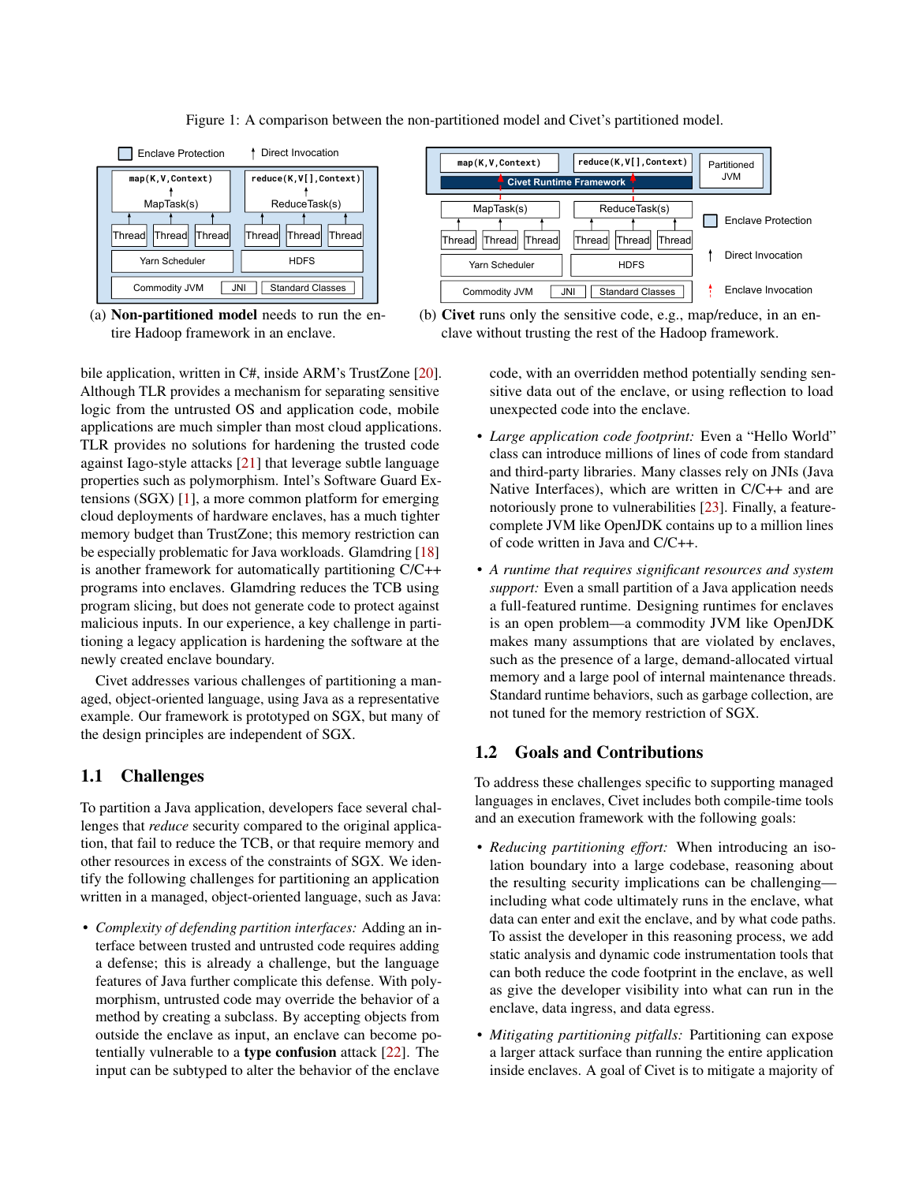Figure 1: A comparison between the non-partitioned model and Civet's partitioned model.

(a) **Non-partitioned model** needs to run the entire Hadoop framework in an enclave.

(b) **Civet** runs only the sensitive code, e.g., map/reduce, in an enclave without trusting the rest of the Hadoop framework.

bile application, written in C#, inside ARM's TrustZone [20]. Although TLR provides a mechanism for separating sensitive logic from the untrusted OS and application code, mobile applications are much simpler than most cloud applications. TLR provides no solutions for hardening the trusted code against Iago-style attacks [21] that leverage subtle language properties such as polymorphism. Intel's Software Guard Extensions (SGX) [1], a more common platform for emerging cloud deployments of hardware enclaves, has a much tighter memory budget than TrustZone; this memory restriction can be especially problematic for Java workloads. Glamdring [18] is another framework for automatically partitioning C/C++ programs into enclaves. Glamdring reduces the TCB using program slicing, but does not generate code to protect against malicious inputs. In our experience, a key challenge in partitioning a legacy application is hardening the software at the newly created enclave boundary.

Civet addresses various challenges of partitioning a managed, object-oriented language, using Java as a representative example. Our framework is prototyped on SGX, but many of the design principles are independent of SGX.

## 1.1 Challenges

To partition a Java application, developers face several challenges that *reduce* security compared to the original application, that fail to reduce the TCB, or that require memory and other resources in excess of the constraints of SGX. We identify the following challenges for partitioning an application written in a managed, object-oriented language, such as Java:

- *Complexity of defending partition interfaces:* Adding an interface between trusted and untrusted code requires adding a defense; this is already a challenge, but the language features of Java further complicate this defense. With polymorphism, untrusted code may override the behavior of a method by creating a subclass. By accepting objects from outside the enclave as input, an enclave can become potentially vulnerable to a **type confusion** attack [22]. The input can be subtyped to alter the behavior of the enclave code, with an overridden method potentially sending sensitive data out of the enclave, or using reflection to load unexpected code into the enclave.
- *Large application code footprint:* Even a "Hello World" class can introduce millions of lines of code from standard and third-party libraries. Many classes rely on JNIs (Java Native Interfaces), which are written in C/C++ and are notoriously prone to vulnerabilities [23]. Finally, a feature-complete JVM like OpenJDK contains up to a million lines of code written in Java and C/C++.
- *A runtime that requires significant resources and system support:* Even a small partition of a Java application needs a full-featured runtime. Designing runtimes for enclaves is an open problem—a commodity JVM like OpenJDK makes many assumptions that are violated by enclaves, such as the presence of a large, demand-allocated virtual memory and a large pool of internal maintenance threads. Standard runtime behaviors, such as garbage collection, are not tuned for the memory restriction of SGX.

## 1.2 Goals and Contributions

To address these challenges specific to supporting managed languages in enclaves, Civet includes both compile-time tools and an execution framework with the following goals:

- *Reducing partitioning effort:* When introducing an isolation boundary into a large codebase, reasoning about the resulting security implications can be challenging—including what code ultimately runs in the enclave, what data can enter and exit the enclave, and by what code paths. To assist the developer in this reasoning process, we add static analysis and dynamic code instrumentation tools that can both reduce the code footprint in the enclave, as well as give the developer visibility into what can run in the enclave, data ingress, and data egress.
- *Mitigating partitioning pitfalls:* Partitioning can expose a larger attack surface than running the entire application inside enclaves. A goal of Civet is to mitigate a majority of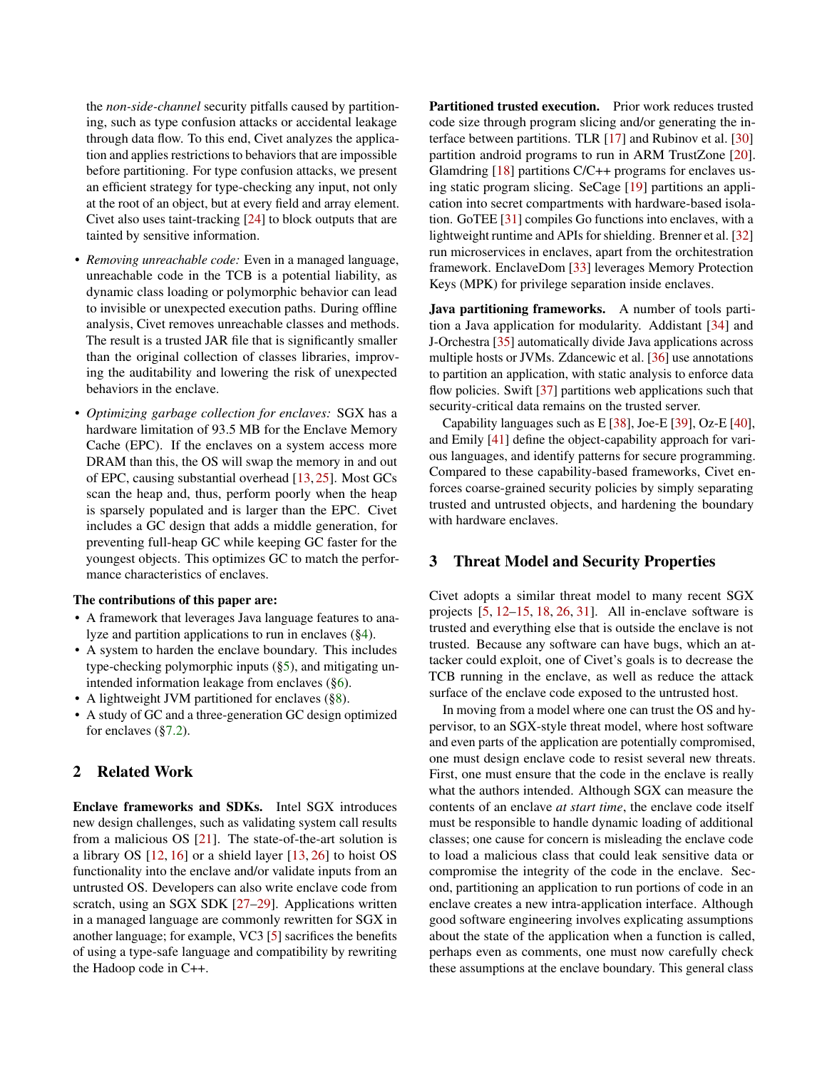the *non-side-channel* security pitfalls caused by partitioning, such as type confusion attacks or accidental leakage through data flow. To this end, Civet analyzes the application and applies restrictions to behaviors that are impossible before partitioning. For type confusion attacks, we present an efficient strategy for type-checking any input, not only at the root of an object, but at every field and array element. Civet also uses taint-tracking [24] to block outputs that are tainted by sensitive information.

- *Removing unreachable code:* Even in a managed language, unreachable code in the TCB is a potential liability, as dynamic class loading or polymorphic behavior can lead to invisible or unexpected execution paths. During offline analysis, Civet removes unreachable classes and methods. The result is a trusted JAR file that is significantly smaller than the original collection of classes libraries, improving the auditability and lowering the risk of unexpected behaviors in the enclave.
- *Optimizing garbage collection for enclaves:* SGX has a hardware limitation of 93.5 MB for the Enclave Memory Cache (EPC). If the enclaves on a system access more DRAM than this, the OS will swap the memory in and out of EPC, causing substantial overhead [13, 25]. Most GCs scan the heap and, thus, perform poorly when the heap is sparsely populated and is larger than the EPC. Civet includes a GC design that adds a middle generation, for preventing full-heap GC while keeping GC faster for the youngest objects. This optimizes GC to match the performance characteristics of enclaves.

**The contributions of this paper are:**

- A framework that leverages Java language features to analyze and partition applications to run in enclaves (§4).
- A system to harden the enclave boundary. This includes type-checking polymorphic inputs (§5), and mitigating unintended information leakage from enclaves (§6).
- A lightweight JVM partitioned for enclaves (§8).
- A study of GC and a three-generation GC design optimized for enclaves (§7.2).

## 2 Related Work

**Enclave frameworks and SDKs.** Intel SGX introduces new design challenges, such as validating system call results from a malicious OS [21]. The state-of-the-art solution is a library OS [12, 16] or a shield layer [13, 26] to hoist OS functionality into the enclave and/or validate inputs from an untrusted OS. Developers can also write enclave code from scratch, using an SGX SDK [27–29]. Applications written in a managed language are commonly rewritten for SGX in another language; for example, VC3 [5] sacrifices the benefits of using a type-safe language and compatibility by rewriting the Hadoop code in C++.

**Partitioned trusted execution.** Prior work reduces trusted code size through program slicing and/or generating the interface between partitions. TLR [17] and Rubinov et al. [30] partition android programs to run in ARM TrustZone [20]. Glamdring [18] partitions C/C++ programs for enclaves using static program slicing. SeCage [19] partitions an application into secret compartments with hardware-based isolation. GoTEE [31] compiles Go functions into enclaves, with a lightweight runtime and APIs for shielding. Brenner et al. [32] run microservices in enclaves, apart from the orchitestration framework. EnclaveDom [33] leverages Memory Protection Keys (MPK) for privilege separation inside enclaves.

**Java partitioning frameworks.** A number of tools partition a Java application for modularity. Addistant [34] and J-Orchestra [35] automatically divide Java applications across multiple hosts or JVMs. Zdancewic et al. [36] use annotations to partition an application, with static analysis to enforce data flow policies. Swift [37] partitions web applications such that security-critical data remains on the trusted server.

Capability languages such as E [38], Joe-E [39], Oz-E [40], and Emily [41] define the object-capability approach for various languages, and identify patterns for secure programming. Compared to these capability-based frameworks, Civet enforces coarse-grained security policies by simply separating trusted and untrusted objects, and hardening the boundary with hardware enclaves.

## 3 Threat Model and Security Properties

Civet adopts a similar threat model to many recent SGX projects [5, 12–15, 18, 26, 31]. All in-enclave software is trusted and everything else that is outside the enclave is not trusted. Because any software can have bugs, which an attacker could exploit, one of Civet's goals is to decrease the TCB running in the enclave, as well as reduce the attack surface of the enclave code exposed to the untrusted host.

In moving from a model where one can trust the OS and hypervisor, to an SGX-style threat model, where host software and even parts of the application are potentially compromised, one must design enclave code to resist several new threats. First, one must ensure that the code in the enclave is really what the authors intended. Although SGX can measure the contents of an enclave *at start time*, the enclave code itself must be responsible to handle dynamic loading of additional classes; one cause for concern is misleading the enclave code to load a malicious class that could leak sensitive data or compromise the integrity of the code in the enclave. Second, partitioning an application to run portions of code in an enclave creates a new intra-application interface. Although good software engineering involves explicating assumptions about the state of the application when a function is called, perhaps even as comments, one must now carefully check these assumptions at the enclave boundary. This general class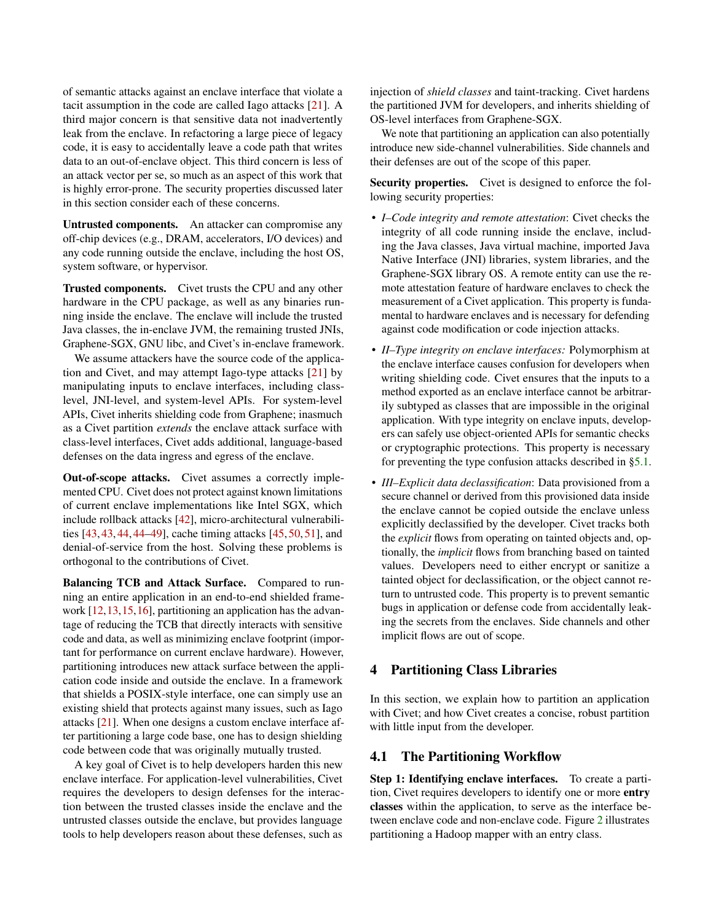of semantic attacks against an enclave interface that violate a tacit assumption in the code are called Iago attacks [21]. A third major concern is that sensitive data not inadvertently leak from the enclave. In refactoring a large piece of legacy code, it is easy to accidentally leave a code path that writes data to an out-of-enclave object. This third concern is less of an attack vector per se, so much as an aspect of this work that is highly error-prone. The security properties discussed later in this section consider each of these concerns.

**Untrusted components.** An attacker can compromise any off-chip devices (e.g., DRAM, accelerators, I/O devices) and any code running outside the enclave, including the host OS, system software, or hypervisor.

**Trusted components.** Civet trusts the CPU and any other hardware in the CPU package, as well as any binaries running inside the enclave. The enclave will include the trusted Java classes, the in-enclave JVM, the remaining trusted JNIs, Graphene-SGX, GNU libc, and Civet's in-enclave framework.

We assume attackers have the source code of the application and Civet, and may attempt Iago-type attacks [21] by manipulating inputs to enclave interfaces, including class-level, JNI-level, and system-level APIs. For system-level APIs, Civet inherits shielding code from Graphene; inasmuch as a Civet partition *extends* the enclave attack surface with class-level interfaces, Civet adds additional, language-based defenses on the data ingress and egress of the enclave.

**Out-of-scope attacks.** Civet assumes a correctly implemented CPU. Civet does not protect against known limitations of current enclave implementations like Intel SGX, which include rollback attacks [42], micro-architectural vulnerabilities [43, 43, 44, 44–49], cache timing attacks [45, 50, 51], and denial-of-service from the host. Solving these problems is orthogonal to the contributions of Civet.

**Balancing TCB and Attack Surface.** Compared to running an entire application in an end-to-end shielded framework [12, 13, 15, 16], partitioning an application has the advantage of reducing the TCB that directly interacts with sensitive code and data, as well as minimizing enclave footprint (important for performance on current enclave hardware). However, partitioning introduces new attack surface between the application code inside and outside the enclave. In a framework that shields a POSIX-style interface, one can simply use an existing shield that protects against many issues, such as Iago attacks [21]. When one designs a custom enclave interface after partitioning a large code base, one has to design shielding code between code that was originally mutually trusted.

A key goal of Civet is to help developers harden this new enclave interface. For application-level vulnerabilities, Civet requires the developers to design defenses for the interaction between the trusted classes inside the enclave and the untrusted classes outside the enclave, but provides language tools to help developers reason about these defenses, such as injection of *shield classes* and taint-tracking. Civet hardens the partitioned JVM for developers, and inherits shielding of OS-level interfaces from Graphene-SGX.

We note that partitioning an application can also potentially introduce new side-channel vulnerabilities. Side channels and their defenses are out of the scope of this paper.

**Security properties.** Civet is designed to enforce the following security properties:

- *I–Code integrity and remote attestation*: Civet checks the integrity of all code running inside the enclave, including the Java classes, Java virtual machine, imported Java Native Interface (JNI) libraries, system libraries, and the Graphene-SGX library OS. A remote entity can use the remote attestation feature of hardware enclaves to check the measurement of a Civet application. This property is fundamental to hardware enclaves and is necessary for defending against code modification or code injection attacks.
- *II–Type integrity on enclave interfaces:* Polymorphism at the enclave interface causes confusion for developers when writing shielding code. Civet ensures that the inputs to a method exported as an enclave interface cannot be arbitrarily subtyped as classes that are impossible in the original application. With type integrity on enclave inputs, developers can safely use object-oriented APIs for semantic checks or cryptographic protections. This property is necessary for preventing the type confusion attacks described in §5.1.
- *III–Explicit data declassification*: Data provisioned from a secure channel or derived from this provisioned data inside the enclave cannot be copied outside the enclave unless explicitly declassified by the developer. Civet tracks both the *explicit* flows from operating on tainted objects and, optionally, the *implicit* flows from branching based on tainted values. Developers need to either encrypt or sanitize a tainted object for declassification, or the object cannot return to untrusted code. This property is to prevent semantic bugs in application or defense code from accidentally leaking the secrets from the enclaves. Side channels and other implicit flows are out of scope.

## 4 Partitioning Class Libraries

In this section, we explain how to partition an application with Civet; and how Civet creates a concise, robust partition with little input from the developer.

### 4.1 The Partitioning Workflow

**Step 1: Identifying enclave interfaces.** To create a partition, Civet requires developers to identify one or more **entry classes** within the application, to serve as the interface between enclave code and non-enclave code. Figure 2 illustrates partitioning a Hadoop mapper with an entry class.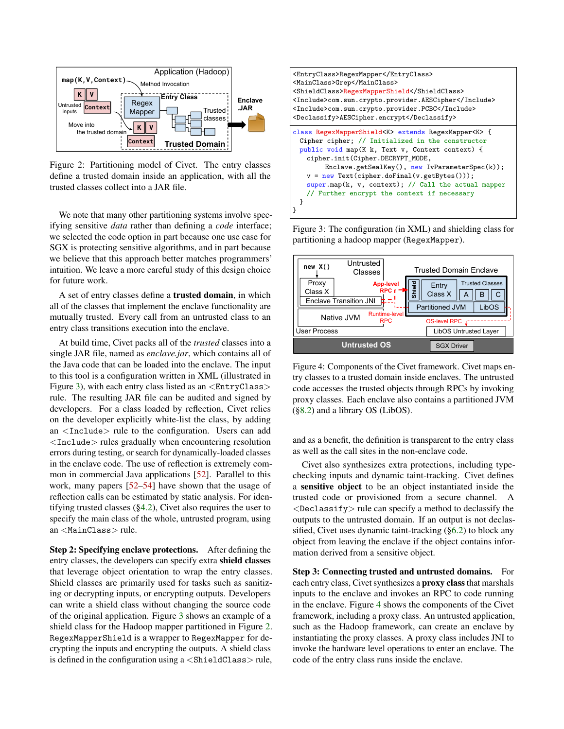Figure 2: Partitioning model of Civet. The entry classes define a trusted domain inside an application, with all the trusted classes collect into a JAR file.

We note that many other partitioning systems involve specifying sensitive *data* rather than defining a *code* interface; we selected the code option in part because one use case for SGX is protecting sensitive algorithms, and in part because we believe that this approach better matches programmers' intuition. We leave a more careful study of this design choice for future work.

A set of entry classes define a **trusted domain**, in which all of the classes that implement the enclave functionality are mutually trusted. Every call from an untrusted class to an entry class transitions execution into the enclave.

At build time, Civet packs all of the *trusted* classes into a single JAR file, named as *enclave.jar*, which contains all of the Java code that can be loaded into the enclave. The input to this tool is a configuration written in XML (illustrated in Figure 3), with each entry class listed as an <EntryClass> rule. The resulting JAR file can be audited and signed by developers. For a class loaded by reflection, Civet relies on the developer explicitly white-list the class, by adding an <Include> rule to the configuration. Users can add <Include> rules gradually when encountering resolution errors during testing, or search for dynamically-loaded classes in the enclave code. The use of reflection is extremely common in commercial Java applications [52]. Parallel to this work, many papers [52–54] have shown that the usage of reflection calls can be estimated by static analysis. For identifying trusted classes (§4.2), Civet also requires the user to specify the main class of the whole, untrusted program, using an <MainClass> rule.

**Step 2: Specifying enclave protections.** After defining the entry classes, the developers can specify extra **shield classes** that leverage object orientation to wrap the entry classes. Shield classes are primarily used for tasks such as sanitizing or decrypting inputs, or encrypting outputs. Developers can write a shield class without changing the source code of the original application. Figure 3 shows an example of a shield class for the Hadoop mapper partitioned in Figure 2. `RegexMapperShield` is a wrapper to `RegexMapper` for decrypting the inputs and encrypting the outputs. A shield class is defined in the configuration using a <ShieldClass> rule, and as a benefit, the definition is transparent to the entry class as well as the call sites in the non-enclave code.

```
<EntryClass>RegexMapper</EntryClass>
<MainClass>Grep</MainClass>
<ShieldClass>RegexMapperShield</ShieldClass>
<Include>com.sun.crypto.provider.AESCipher</Include>
<Include>com.sun.crypto.provider.PCBC</Include>
<Declassify>AESCipher.encrypt</Declassify>
```

```
class RegexMapperShield<K> extends RegexMapper<K> {
  Cipher cipher; // Initialized in the constructor
  public void map(K k, Text v, Context context) {
    cipher.init(Cipher.DECRYPT_MODE,
         Enclave.getSealKey(), new IvParameterSpec(k));
    v = new Text(cipher.doFinal(v.getBytes()));
    super.map(k, v, context); // Call the actual mapper
    // Further encrypt the context if necessary
  }
}
```

Figure 3: The configuration (in XML) and shielding class for partitioning a hadoop mapper (`RegexMapper`).

Figure 4: Components of the Civet framework. Civet maps entry classes to a trusted domain inside enclaves. The untrusted code accesses the trusted objects through RPCs by invoking proxy classes. Each enclave also contains a partitioned JVM (§8.2) and a library OS (LibOS).

Civet also synthesizes extra protections, including type-checking inputs and dynamic taint-tracking. Civet defines a **sensitive object** to be an object instantiated inside the trusted code or provisioned from a secure channel. A <Declassify> rule can specify a method to declassify the outputs to the untrusted domain. If an output is not declassified, Civet uses dynamic taint-tracking (§6.2) to block any object from leaving the enclave if the object contains information derived from a sensitive object.

**Step 3: Connecting trusted and untrusted domains.** For each entry class, Civet synthesizes a **proxy class** that marshals inputs to the enclave and invokes an RPC to code running in the enclave. Figure 4 shows the components of the Civet framework, including a proxy class. An untrusted application, such as the Hadoop framework, can create an enclave by instantiating the proxy classes. A proxy class includes JNI to invoke the hardware level operations to enter an enclave. The code of the entry class runs inside the enclave.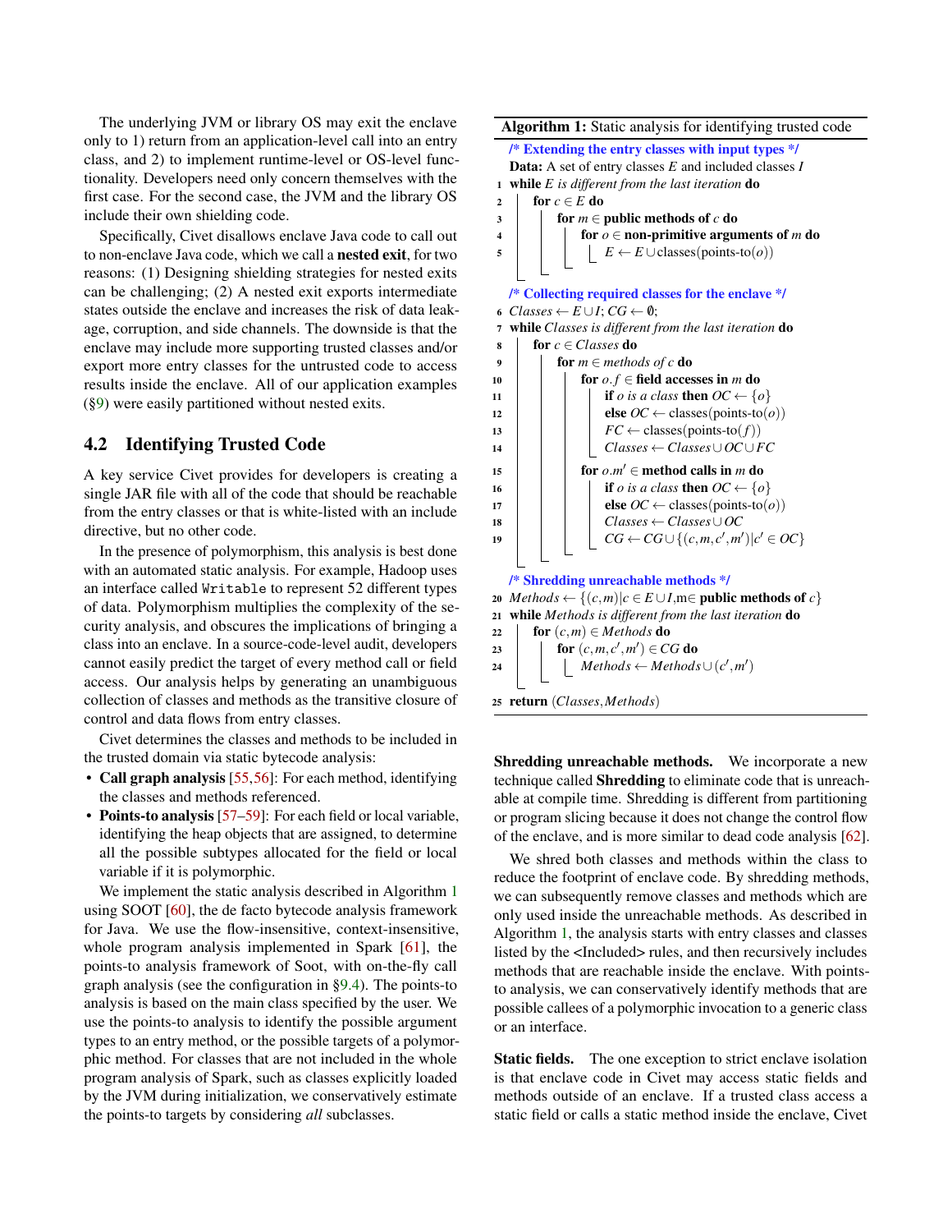The underlying JVM or library OS may exit the enclave only to 1) return from an application-level call into an entry class, and 2) to implement runtime-level or OS-level functionality. Developers need only concern themselves with the first case. For the second case, the JVM and the library OS include their own shielding code.

Specifically, Civet disallows enclave Java code to call out to non-enclave Java code, which we call a **nested exit**, for two reasons: (1) Designing shielding strategies for nested exits can be challenging; (2) A nested exit exports intermediate states outside the enclave and increases the risk of data leakage, corruption, and side channels. The downside is that the enclave may include more supporting trusted classes and/or export more entry classes for the untrusted code to access results inside the enclave. All of our application examples (§9) were easily partitioned without nested exits.

## 4.2 Identifying Trusted Code

A key service Civet provides for developers is creating a single JAR file with all of the code that should be reachable from the entry classes or that is white-listed with an include directive, but no other code.

In the presence of polymorphism, this analysis is best done with an automated static analysis. For example, Hadoop uses an interface called `Writable` to represent 52 different types of data. Polymorphism multiplies the complexity of the security analysis, and obscures the implications of bringing a class into an enclave. In a source-code-level audit, developers cannot easily predict the target of every method call or field access. Our analysis helps by generating an unambiguous collection of classes and methods as the transitive closure of control and data flows from entry classes.

Civet determines the classes and methods to be included in the trusted domain via static bytecode analysis:

- **Call graph analysis** [55,56]: For each method, identifying the classes and methods referenced.
- **Points-to analysis** [57–59]: For each field or local variable, identifying the heap objects that are assigned, to determine all the possible subtypes allocated for the field or local variable if it is polymorphic.

We implement the static analysis described in Algorithm 1 using SOOT [60], the de facto bytecode analysis framework for Java. We use the flow-insensitive, context-insensitive, whole program analysis implemented in Spark [61], the points-to analysis framework of Soot, with on-the-fly call graph analysis (see the configuration in §9.4). The points-to analysis is based on the main class specified by the user. We use the points-to analysis to identify the possible argument types to an entry method, or the possible targets of a polymorphic method. For classes that are not included in the whole program analysis of Spark, such as classes explicitly loaded by the JVM during initialization, we conservatively estimate the points-to targets by considering *all* subclasses.

**Algorithm 1:** Static analysis for identifying trusted code

```
/* Extending the entry classes with input types */
Data: A set of entry classes E and included classes I
1  while E is different from the last iteration do
2    for c ∈ E do
3      for m ∈ public methods of c do
4        for o ∈ non-primitive arguments of m do
5          E ← E ∪ classes(points-to(o))

/* Collecting required classes for the enclave */
6  Classes ← E ∪ I; CG ← ∅;
7  while Classes is different from the last iteration do
8    for c ∈ Classes do
9      for m ∈ methods of c do
10       for o.f ∈ field accesses in m do
11         if o is a class then OC ← {o}
12         else OC ← classes(points-to(o))
13         FC ← classes(points-to(f))
14         Classes ← Classes ∪ OC ∪ FC
15       for o.m' ∈ method calls in m do
16         if o is a class then OC ← {o}
17         else OC ← classes(points-to(o))
18         Classes ← Classes ∪ OC
19         CG ← CG ∪ {(c,m,c',m') | c' ∈ OC}

/* Shredding unreachable methods */
20 Methods ← {(c,m) | c ∈ E ∪ I, m ∈ public methods of c}
21 while Methods is different from the last iteration do
22   for (c,m) ∈ Methods do
23     for (c,m,c',m') ∈ CG do
24       Methods ← Methods ∪ (c',m')
25 return (Classes, Methods)
```

**Shredding unreachable methods.** We incorporate a new technique called **Shredding** to eliminate code that is unreachable at compile time. Shredding is different from partitioning or program slicing because it does not change the control flow of the enclave, and is more similar to dead code analysis [62].

We shred both classes and methods within the class to reduce the footprint of enclave code. By shredding methods, we can subsequently remove classes and methods which are only used inside the unreachable methods. As described in Algorithm 1, the analysis starts with entry classes and classes listed by the <Included> rules, and then recursively includes methods that are reachable inside the enclave. With points-to analysis, we can conservatively identify methods that are possible callees of a polymorphic invocation to a generic class or an interface.

**Static fields.** The one exception to strict enclave isolation is that enclave code in Civet may access static fields and methods outside of an enclave. If a trusted class access a static field or calls a static method inside the enclave, Civet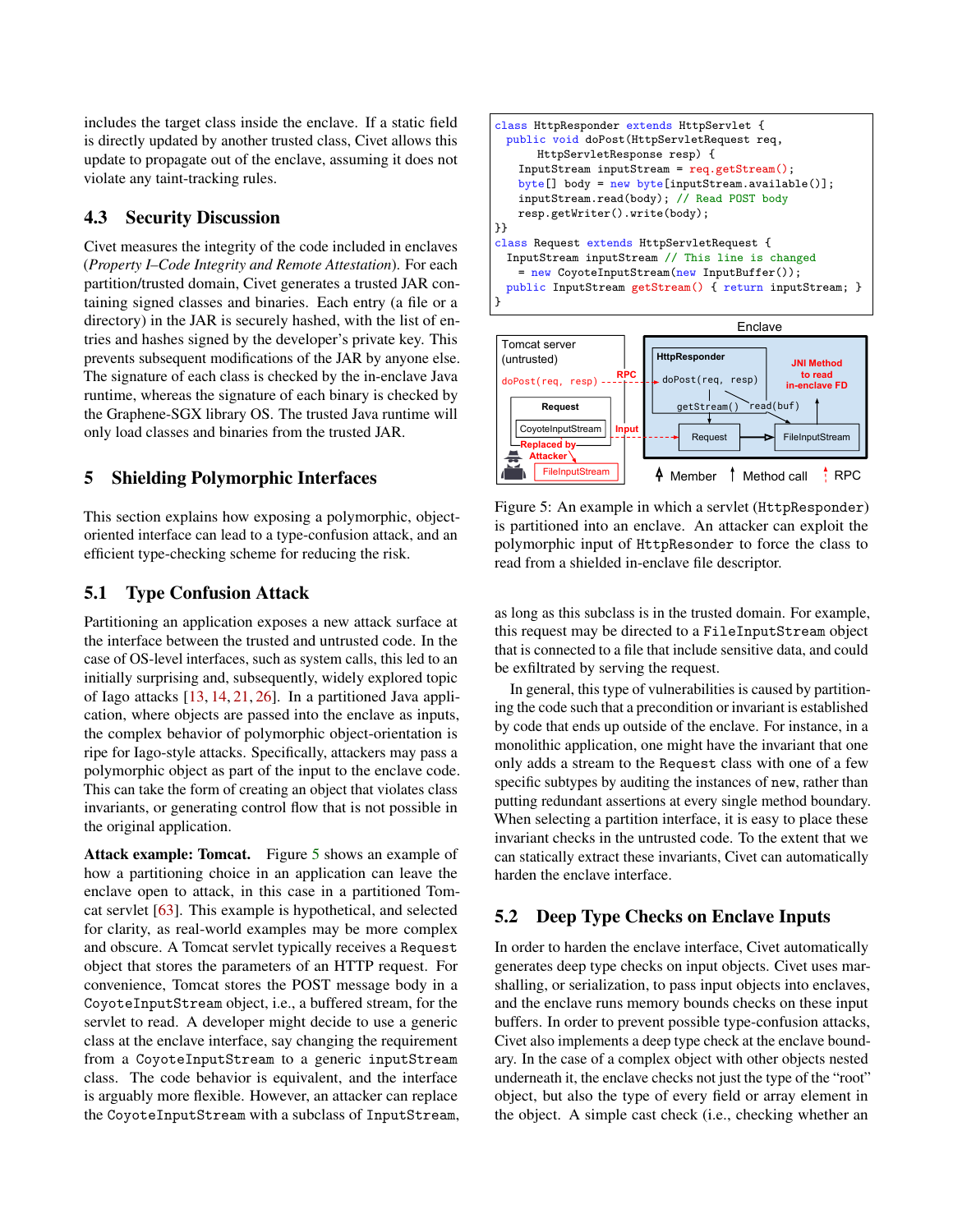includes the target class inside the enclave. If a static field is directly updated by another trusted class, Civet allows this update to propagate out of the enclave, assuming it does not violate any taint-tracking rules.

### 4.3 Security Discussion

Civet measures the integrity of the code included in enclaves (*Property I–Code Integrity and Remote Attestation*). For each partition/trusted domain, Civet generates a trusted JAR containing signed classes and binaries. Each entry (a file or a directory) in the JAR is securely hashed, with the list of entries and hashes signed by the developer's private key. This prevents subsequent modifications of the JAR by anyone else. The signature of each class is checked by the in-enclave Java runtime, whereas the signature of each binary is checked by the Graphene-SGX library OS. The trusted Java runtime will only load classes and binaries from the trusted JAR.

## 5 Shielding Polymorphic Interfaces

This section explains how exposing a polymorphic, object-oriented interface can lead to a type-confusion attack, and an efficient type-checking scheme for reducing the risk.

### 5.1 Type Confusion Attack

Partitioning an application exposes a new attack surface at the interface between the trusted and untrusted code. In the case of OS-level interfaces, such as system calls, this led to an initially surprising and, subsequently, widely explored topic of Iago attacks [13, 14, 21, 26]. In a partitioned Java application, where objects are passed into the enclave as inputs, the complex behavior of polymorphic object-orientation is ripe for Iago-style attacks. Specifically, attackers may pass a polymorphic object as part of the input to the enclave code. This can take the form of creating an object that violates class invariants, or generating control flow that is not possible in the original application.

**Attack example: Tomcat.** Figure 5 shows an example of how a partitioning choice in an application can leave the enclave open to attack, in this case in a partitioned Tomcat servlet [63]. This example is hypothetical, and selected for clarity, as real-world examples may be more complex and obscure. A Tomcat servlet typically receives a `Request` object that stores the parameters of an HTTP request. For convenience, Tomcat stores the POST message body in a `CoyoteInputStream` object, i.e., a buffered stream, for the servlet to read. A developer might decide to use a generic class at the enclave interface, say changing the requirement from a `CoyoteInputStream` to a generic `inputStream` class. The code behavior is equivalent, and the interface is arguably more flexible. However, an attacker can replace the `CoyoteInputStream` with a subclass of `InputStream`,

```
class HttpResponder extends HttpServlet {
  public void doPost(HttpServletRequest req,
       HttpServletResponse resp) {
    InputStream inputStream = req.getStream();
    byte[] body = new byte[inputStream.available()];
    inputStream.read(body); // Read POST body
    resp.getWriter().write(body);
}}
class Request extends HttpServletRequest {
  InputStream inputStream // This line is changed
    = new CoyoteInputStream(new InputBuffer());
  public InputStream getStream() { return inputStream; }
}
```

Figure 5: An example in which a servlet (`HttpResponder`) is partitioned into an enclave. An attacker can exploit the polymorphic input of `HttpResonder` to force the class to read from a shielded in-enclave file descriptor.

as long as this subclass is in the trusted domain. For example, this request may be directed to a `FileInputStream` object that is connected to a file that include sensitive data, and could be exfiltrated by serving the request.

In general, this type of vulnerabilities is caused by partitioning the code such that a precondition or invariant is established by code that ends up outside of the enclave. For instance, in a monolithic application, one might have the invariant that one only adds a stream to the `Request` class with one of a few specific subtypes by auditing the instances of `new`, rather than putting redundant assertions at every single method boundary. When selecting a partition interface, it is easy to place these invariant checks in the untrusted code. To the extent that we can statically extract these invariants, Civet can automatically harden the enclave interface.

### 5.2 Deep Type Checks on Enclave Inputs

In order to harden the enclave interface, Civet automatically generates deep type checks on input objects. Civet uses marshalling, or serialization, to pass input objects into enclaves, and the enclave runs memory bounds checks on these input buffers. In order to prevent possible type-confusion attacks, Civet also implements a deep type check at the enclave boundary. In the case of a complex object with other objects nested underneath it, the enclave checks not just the type of the "root" object, but also the type of every field or array element in the object. A simple cast check (i.e., checking whether an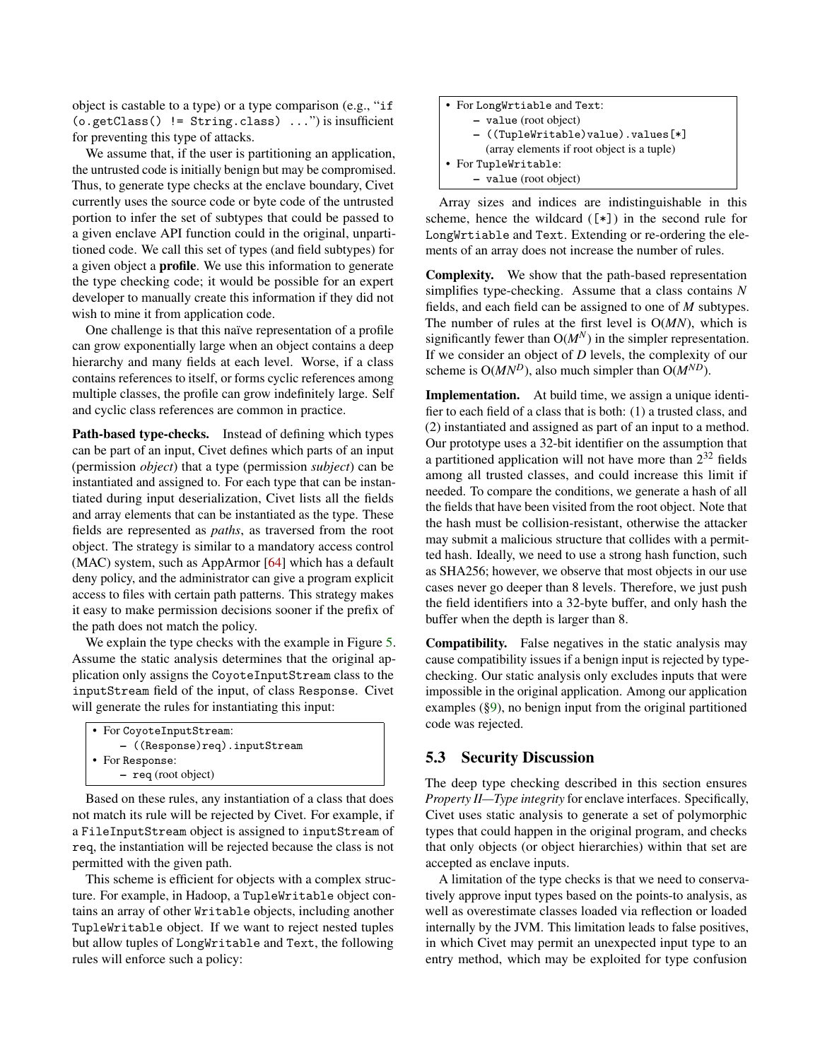object is castable to a type) or a type comparison (e.g., "`if (o.getClass() != String.class) ...`") is insufficient for preventing this type of attacks.

We assume that, if the user is partitioning an application, the untrusted code is initially benign but may be compromised. Thus, to generate type checks at the enclave boundary, Civet currently uses the source code or byte code of the untrusted portion to infer the set of subtypes that could be passed to a given enclave API function could in the original, unpartitioned code. We call this set of types (and field subtypes) for a given object a **profile**. We use this information to generate the type checking code; it would be possible for an expert developer to manually create this information if they did not wish to mine it from application code.

One challenge is that this naïve representation of a profile can grow exponentially large when an object contains a deep hierarchy and many fields at each level. Worse, if a class contains references to itself, or forms cyclic references among multiple classes, the profile can grow indefinitely large. Self and cyclic class references are common in practice.

**Path-based type-checks.** Instead of defining which types can be part of an input, Civet defines which parts of an input (permission *object*) that a type (permission *subject*) can be instantiated and assigned to. For each type that can be instantiated during input deserialization, Civet lists all the fields and array elements that can be instantiated as the type. These fields are represented as *paths*, as traversed from the root object. The strategy is similar to a mandatory access control (MAC) system, such as AppArmor [64] which has a default deny policy, and the administrator can give a program explicit access to files with certain path patterns. This strategy makes it easy to make permission decisions sooner if the prefix of the path does not match the policy.

We explain the type checks with the example in Figure 5. Assume the static analysis determines that the original application only assigns the `CoyoteInputStream` class to the `inputStream` field of the input, of class `Response`. Civet will generate the rules for instantiating this input:

- For `CoyoteInputStream`:
  - `((Response)req).inputStream`
- For `Response`:
  - `req` (root object)

Based on these rules, any instantiation of a class that does not match its rule will be rejected by Civet. For example, if a `FileInputStream` object is assigned to `inputStream` of `req`, the instantiation will be rejected because the class is not permitted with the given path.

This scheme is efficient for objects with a complex structure. For example, in Hadoop, a `TupleWritable` object contains an array of other `Writable` objects, including another `TupleWritable` object. If we want to reject nested tuples but allow tuples of `LongWritable` and `Text`, the following rules will enforce such a policy:

- For `LongWrtiable` and `Text`:
  - `value` (root object)
  - `((TupleWritable)value).values[*]` (array elements if root object is a tuple)
- For `TupleWritable`:
  - `value` (root object)

Array sizes and indices are indistinguishable in this scheme, hence the wildcard (`[*]`) in the second rule for `LongWrtiable` and `Text`. Extending or re-ordering the elements of an array does not increase the number of rules.

**Complexity.** We show that the path-based representation simplifies type-checking. Assume that a class contains $N$ fields, and each field can be assigned to one of $M$ subtypes. The number of rules at the first level is $O(MN)$, which is significantly fewer than $O(M^N)$ in the simpler representation. If we consider an object of $D$ levels, the complexity of our scheme is $O(MN^D)$, also much simpler than $O(M^{ND})$.

**Implementation.** At build time, we assign a unique identifier to each field of a class that is both: (1) a trusted class, and (2) instantiated and assigned as part of an input to a method. Our prototype uses a 32-bit identifier on the assumption that a partitioned application will not have more than $2^{32}$ fields among all trusted classes, and could increase this limit if needed. To compare the conditions, we generate a hash of all the fields that have been visited from the root object. Note that the hash must be collision-resistant, otherwise the attacker may submit a malicious structure that collides with a permitted hash. Ideally, we need to use a strong hash function, such as SHA256; however, we observe that most objects in our use cases never go deeper than 8 levels. Therefore, we just push the field identifiers into a 32-byte buffer, and only hash the buffer when the depth is larger than 8.

**Compatibility.** False negatives in the static analysis may cause compatibility issues if a benign input is rejected by type-checking. Our static analysis only excludes inputs that were impossible in the original application. Among our application examples (§9), no benign input from the original partitioned code was rejected.

## 5.3 Security Discussion

The deep type checking described in this section ensures *Property II—Type integrity* for enclave interfaces. Specifically, Civet uses static analysis to generate a set of polymorphic types that could happen in the original program, and checks that only objects (or object hierarchies) within that set are accepted as enclave inputs.

A limitation of the type checks is that we need to conservatively approve input types based on the points-to analysis, as well as overestimate classes loaded via reflection or loaded internally by the JVM. This limitation leads to false positives, in which Civet may permit an unexpected input type to an entry method, which may be exploited for type confusion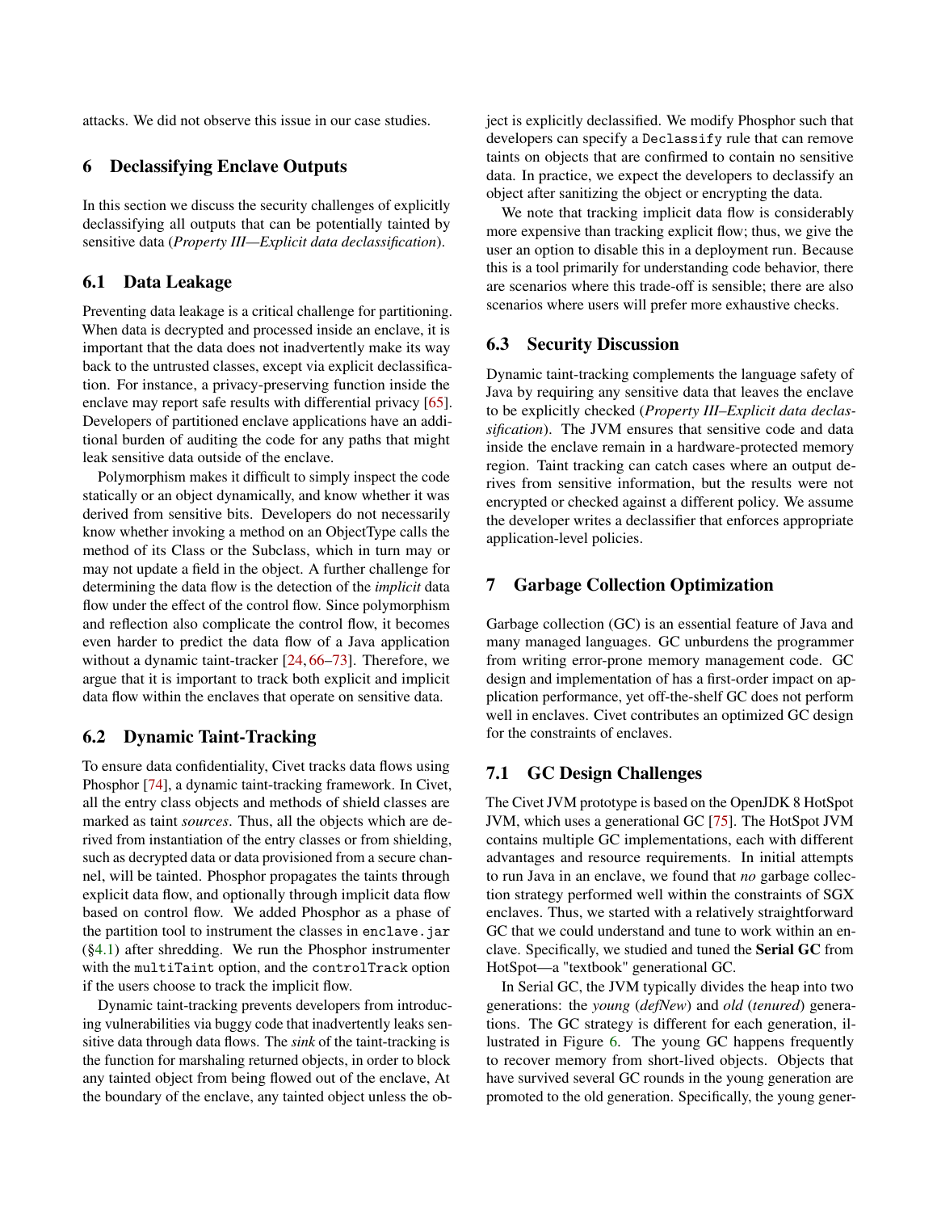attacks. We did not observe this issue in our case studies.

## 6 Declassifying Enclave Outputs

In this section we discuss the security challenges of explicitly declassifying all outputs that can be potentially tainted by sensitive data (*Property III—Explicit data declassification*).

### 6.1 Data Leakage

Preventing data leakage is a critical challenge for partitioning. When data is decrypted and processed inside an enclave, it is important that the data does not inadvertently make its way back to the untrusted classes, except via explicit declassification. For instance, a privacy-preserving function inside the enclave may report safe results with differential privacy [65]. Developers of partitioned enclave applications have an additional burden of auditing the code for any paths that might leak sensitive data outside of the enclave.

Polymorphism makes it difficult to simply inspect the code statically or an object dynamically, and know whether it was derived from sensitive bits. Developers do not necessarily know whether invoking a method on an ObjectType calls the method of its Class or the Subclass, which in turn may or may not update a field in the object. A further challenge for determining the data flow is the detection of the *implicit* data flow under the effect of the control flow. Since polymorphism and reflection also complicate the control flow, it becomes even harder to predict the data flow of a Java application without a dynamic taint-tracker [24, 66–73]. Therefore, we argue that it is important to track both explicit and implicit data flow within the enclaves that operate on sensitive data.

### 6.2 Dynamic Taint-Tracking

To ensure data confidentiality, Civet tracks data flows using Phosphor [74], a dynamic taint-tracking framework. In Civet, all the entry class objects and methods of shield classes are marked as taint *sources*. Thus, all the objects which are derived from instantiation of the entry classes or from shielding, such as decrypted data or data provisioned from a secure channel, will be tainted. Phosphor propagates the taints through explicit data flow, and optionally through implicit data flow based on control flow. We added Phosphor as a phase of the partition tool to instrument the classes in `enclave.jar` (§4.1) after shredding. We run the Phosphor instrumenter with the `multiTaint` option, and the `controlTrack` option if the users choose to track the implicit flow.

Dynamic taint-tracking prevents developers from introducing vulnerabilities via buggy code that inadvertently leaks sensitive data through data flows. The *sink* of the taint-tracking is the function for marshaling returned objects, in order to block any tainted object from being flowed out of the enclave, At the boundary of the enclave, any tainted object unless the object is explicitly declassified. We modify Phosphor such that developers can specify a `Declassify` rule that can remove taints on objects that are confirmed to contain no sensitive data. In practice, we expect the developers to declassify an object after sanitizing the object or encrypting the data.

We note that tracking implicit data flow is considerably more expensive than tracking explicit flow; thus, we give the user an option to disable this in a deployment run. Because this is a tool primarily for understanding code behavior, there are scenarios where this trade-off is sensible; there are also scenarios where users will prefer more exhaustive checks.

### 6.3 Security Discussion

Dynamic taint-tracking complements the language safety of Java by requiring any sensitive data that leaves the enclave to be explicitly checked (*Property III–Explicit data declassification*). The JVM ensures that sensitive code and data inside the enclave remain in a hardware-protected memory region. Taint tracking can catch cases where an output derives from sensitive information, but the results were not encrypted or checked against a different policy. We assume the developer writes a declassifier that enforces appropriate application-level policies.

## 7 Garbage Collection Optimization

Garbage collection (GC) is an essential feature of Java and many managed languages. GC unburdens the programmer from writing error-prone memory management code. GC design and implementation of has a first-order impact on application performance, yet off-the-shelf GC does not perform well in enclaves. Civet contributes an optimized GC design for the constraints of enclaves.

### 7.1 GC Design Challenges

The Civet JVM prototype is based on the OpenJDK 8 HotSpot JVM, which uses a generational GC [75]. The HotSpot JVM contains multiple GC implementations, each with different advantages and resource requirements. In initial attempts to run Java in an enclave, we found that *no* garbage collection strategy performed well within the constraints of SGX enclaves. Thus, we started with a relatively straightforward GC that we could understand and tune to work within an enclave. Specifically, we studied and tuned the **Serial GC** from HotSpot—a "textbook" generational GC.

In Serial GC, the JVM typically divides the heap into two generations: the *young* (*defNew*) and *old* (*tenured*) generations. The GC strategy is different for each generation, illustrated in Figure 6. The young GC happens frequently to recover memory from short-lived objects. Objects that have survived several GC rounds in the young generation are promoted to the old generation. Specifically, the young gener-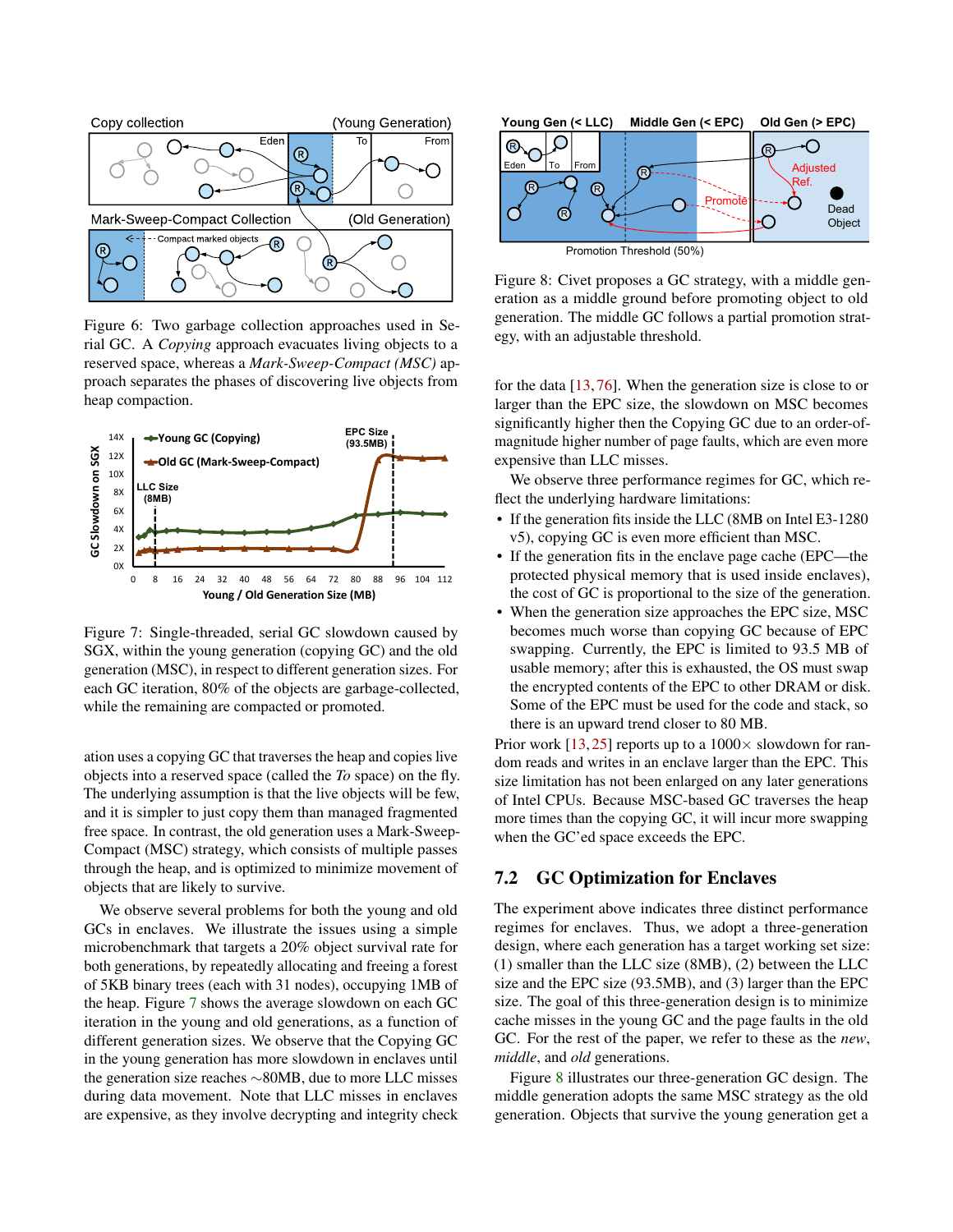Figure 6: Two garbage collection approaches used in Serial GC. A *Copying* approach evacuates living objects to a reserved space, whereas a *Mark-Sweep-Compact (MSC)* approach separates the phases of discovering live objects from heap compaction.

Figure 7: Single-threaded, serial GC slowdown caused by SGX, within the young generation (copying GC) and the old generation (MSC), in respect to different generation sizes. For each GC iteration, 80% of the objects are garbage-collected, while the remaining are compacted or promoted.

ation uses a copying GC that traverses the heap and copies live objects into a reserved space (called the *To* space) on the fly. The underlying assumption is that the live objects will be few, and it is simpler to just copy them than managed fragmented free space. In contrast, the old generation uses a Mark-Sweep-Compact (MSC) strategy, which consists of multiple passes through the heap, and is optimized to minimize movement of objects that are likely to survive.

We observe several problems for both the young and old GCs in enclaves. We illustrate the issues using a simple microbenchmark that targets a 20% object survival rate for both generations, by repeatedly allocating and freeing a forest of 5KB binary trees (each with 31 nodes), occupying 1MB of the heap. Figure 7 shows the average slowdown on each GC iteration in the young and old generations, as a function of different generation sizes. We observe that the Copying GC in the young generation has more slowdown in enclaves until the generation size reaches ~80MB, due to more LLC misses during data movement. Note that LLC misses in enclaves are expensive, as they involve decrypting and integrity check for the data [13, 76]. When the generation size is close to or larger than the EPC size, the slowdown on MSC becomes significantly higher then the Copying GC due to an order-of-magnitude higher number of page faults, which are even more expensive than LLC misses.

We observe three performance regimes for GC, which reflect the underlying hardware limitations:

- If the generation fits inside the LLC (8MB on Intel E3-1280 v5), copying GC is even more efficient than MSC.
- If the generation fits in the enclave page cache (EPC—the protected physical memory that is used inside enclaves), the cost of GC is proportional to the size of the generation.
- When the generation size approaches the EPC size, MSC becomes much worse than copying GC because of EPC swapping. Currently, the EPC is limited to 93.5 MB of usable memory; after this is exhausted, the OS must swap the encrypted contents of the EPC to other DRAM or disk. Some of the EPC must be used for the code and stack, so there is an upward trend closer to 80 MB.

Prior work [13, 25] reports up to a 1000× slowdown for random reads and writes in an enclave larger than the EPC. This size limitation has not been enlarged on any later generations of Intel CPUs. Because MSC-based GC traverses the heap more times than the copying GC, it will incur more swapping when the GC'ed space exceeds the EPC.

Figure 8: Civet proposes a GC strategy, with a middle generation as a middle ground before promoting object to old generation. The middle GC follows a partial promotion strategy, with an adjustable threshold.

## 7.2 GC Optimization for Enclaves

The experiment above indicates three distinct performance regimes for enclaves. Thus, we adopt a three-generation design, where each generation has a target working set size: (1) smaller than the LLC size (8MB), (2) between the LLC size and the EPC size (93.5MB), and (3) larger than the EPC size. The goal of this three-generation design is to minimize cache misses in the young GC and the page faults in the old GC. For the rest of the paper, we refer to these as the *new*, *middle*, and *old* generations.

Figure 8 illustrates our three-generation GC design. The middle generation adopts the same MSC strategy as the old generation. Objects that survive the young generation get a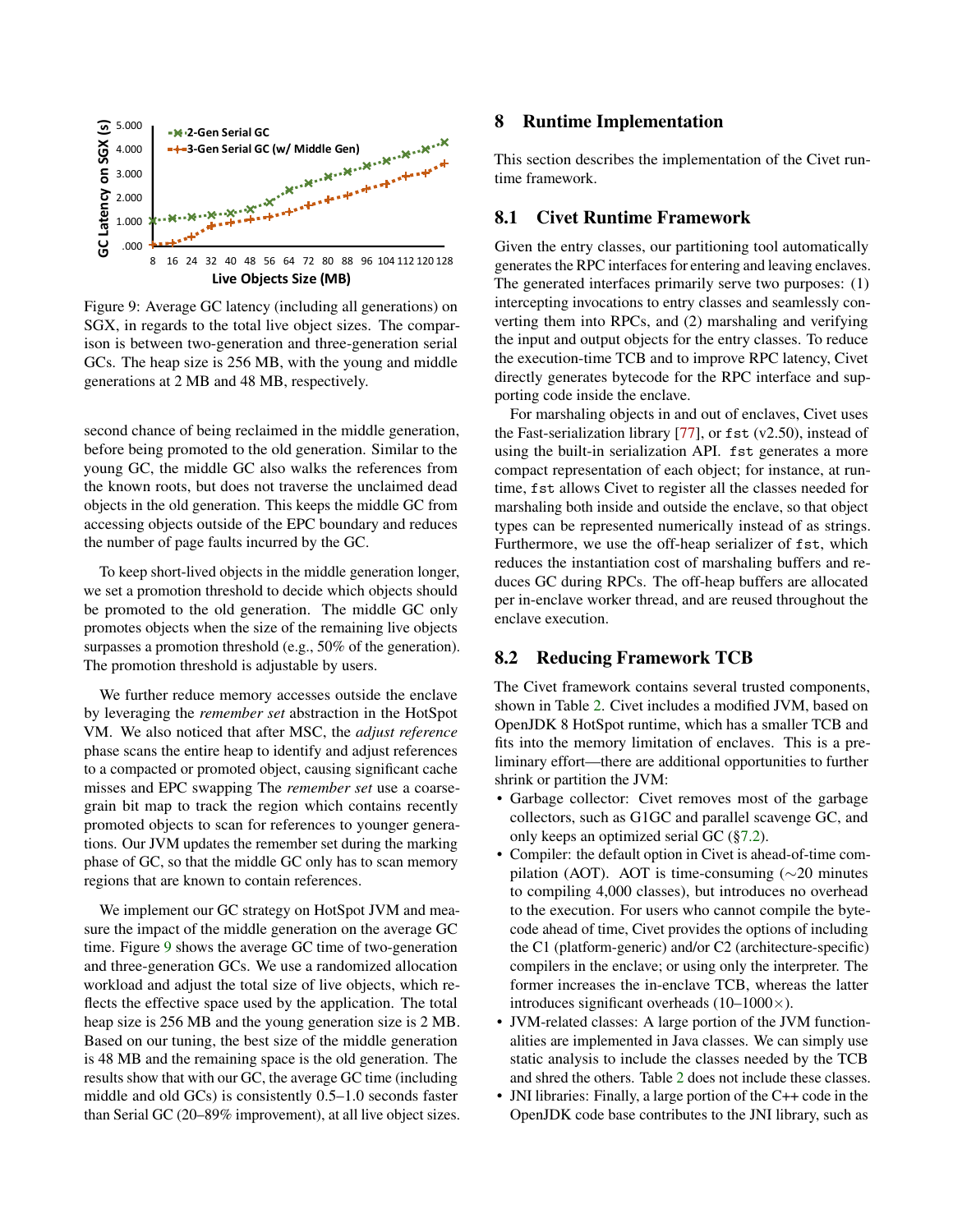Figure 9: Average GC latency (including all generations) on SGX, in regards to the total live object sizes. The comparison is between two-generation and three-generation serial GCs. The heap size is 256 MB, with the young and middle generations at 2 MB and 48 MB, respectively.

second chance of being reclaimed in the middle generation, before being promoted to the old generation. Similar to the young GC, the middle GC also walks the references from the known roots, but does not traverse the unclaimed dead objects in the old generation. This keeps the middle GC from accessing objects outside of the EPC boundary and reduces the number of page faults incurred by the GC.

To keep short-lived objects in the middle generation longer, we set a promotion threshold to decide which objects should be promoted to the old generation. The middle GC only promotes objects when the size of the remaining live objects surpasses a promotion threshold (e.g., 50% of the generation). The promotion threshold is adjustable by users.

We further reduce memory accesses outside the enclave by leveraging the *remember set* abstraction in the HotSpot VM. We also noticed that after MSC, the *adjust reference* phase scans the entire heap to identify and adjust references to a compacted or promoted object, causing significant cache misses and EPC swapping The *remember set* use a coarse-grain bit map to track the region which contains recently promoted objects to scan for references to younger generations. Our JVM updates the remember set during the marking phase of GC, so that the middle GC only has to scan memory regions that are known to contain references.

We implement our GC strategy on HotSpot JVM and measure the impact of the middle generation on the average GC time. Figure 9 shows the average GC time of two-generation and three-generation GCs. We use a randomized allocation workload and adjust the total size of live objects, which reflects the effective space used by the application. The total heap size is 256 MB and the young generation size is 2 MB. Based on our tuning, the best size of the middle generation is 48 MB and the remaining space is the old generation. The results show that with our GC, the average GC time (including middle and old GCs) is consistently 0.5–1.0 seconds faster than Serial GC (20–89% improvement), at all live object sizes.

# 8 Runtime Implementation

This section describes the implementation of the Civet runtime framework.

## 8.1 Civet Runtime Framework

Given the entry classes, our partitioning tool automatically generates the RPC interfaces for entering and leaving enclaves. The generated interfaces primarily serve two purposes: (1) intercepting invocations to entry classes and seamlessly converting them into RPCs, and (2) marshaling and verifying the input and output objects for the entry classes. To reduce the execution-time TCB and to improve RPC latency, Civet directly generates bytecode for the RPC interface and supporting code inside the enclave.

For marshaling objects in and out of enclaves, Civet uses the Fast-serialization library [77], or `fst` (v2.50), instead of using the built-in serialization API. `fst` generates a more compact representation of each object; for instance, at runtime, `fst` allows Civet to register all the classes needed for marshaling both inside and outside the enclave, so that object types can be represented numerically instead of as strings. Furthermore, we use the off-heap serializer of `fst`, which reduces the instantiation cost of marshaling buffers and reduces GC during RPCs. The off-heap buffers are allocated per in-enclave worker thread, and are reused throughout the enclave execution.

## 8.2 Reducing Framework TCB

The Civet framework contains several trusted components, shown in Table 2. Civet includes a modified JVM, based on OpenJDK 8 HotSpot runtime, which has a smaller TCB and fits into the memory limitation of enclaves. This is a preliminary effort—there are additional opportunities to further shrink or partition the JVM:

- Garbage collector: Civet removes most of the garbage collectors, such as G1GC and parallel scavenge GC, and only keeps an optimized serial GC (§7.2).
- Compiler: the default option in Civet is ahead-of-time compilation (AOT). AOT is time-consuming (∼20 minutes to compiling 4,000 classes), but introduces no overhead to the execution. For users who cannot compile the bytecode ahead of time, Civet provides the options of including the C1 (platform-generic) and/or C2 (architecture-specific) compilers in the enclave; or using only the interpreter. The former increases the in-enclave TCB, whereas the latter introduces significant overheads (10–1000×).
- JVM-related classes: A large portion of the JVM functionalities are implemented in Java classes. We can simply use static analysis to include the classes needed by the TCB and shred the others. Table 2 does not include these classes.
- JNI libraries: Finally, a large portion of the C++ code in the OpenJDK code base contributes to the JNI library, such as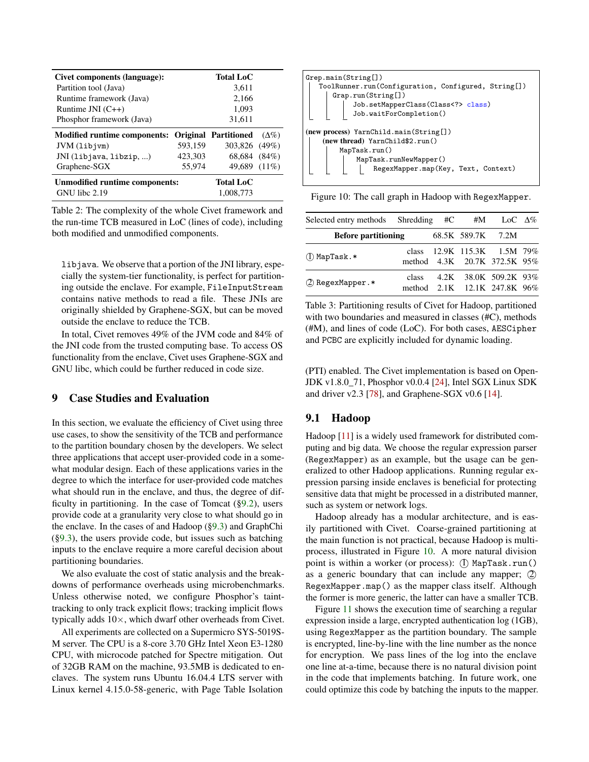| Civet components (language): | | Total LoC | |
|---|---|---|---|
| Partition tool (Java) | | 3,611 | |
| Runtime framework (Java) | | 2,166 | |
| Runtime JNI (C++) | | 1,093 | |
| Phosphor framework (Java) | | 31,611 | |
| **Modified runtime components:** | **Original** | **Partitioned** | (Δ%) |
| JVM (libjvm) | 593,159 | 303,826 | (49%) |
| JNI (libjava, libzip, ...) | 423,303 | 68,684 | (84%) |
| Graphene-SGX | 55,974 | 49,689 | (11%) |
| **Unmodified runtime components:** | | **Total LoC** | |
| GNU libc 2.19 | | 1,008,773 | |

Table 2: The complexity of the whole Civet framework and the run-time TCB measured in LoC (lines of code), including both modified and unmodified components.

libjava. We observe that a portion of the JNI library, especially the system-tier functionality, is perfect for partitioning outside the enclave. For example, FileInputStream contains native methods to read a file. These JNIs are originally shielded by Graphene-SGX, but can be moved outside the enclave to reduce the TCB.

In total, Civet removes 49% of the JVM code and 84% of the JNI code from the trusted computing base. To access OS functionality from the enclave, Civet uses Graphene-SGX and GNU libc, which could be further reduced in code size.

## 9 Case Studies and Evaluation

In this section, we evaluate the efficiency of Civet using three use cases, to show the sensitivity of the TCB and performance to the partition boundary chosen by the developers. We select three applications that accept user-provided code in a somewhat modular design. Each of these applications varies in the degree to which the interface for user-provided code matches what should run in the enclave, and thus, the degree of difficulty in partitioning. In the case of Tomcat (§9.2), users provide code at a granularity very close to what should go in the enclave. In the cases of and Hadoop (§9.3) and GraphChi (§9.3), the users provide code, but issues such as batching inputs to the enclave require a more careful decision about partitioning boundaries.

We also evaluate the cost of static analysis and the breakdowns of performance overheads using microbenchmarks. Unless otherwise noted, we configure Phosphor's taint-tracking to only track explicit flows; tracking implicit flows typically adds 10×, which dwarf other overheads from Civet.

All experiments are collected on a Supermicro SYS-5019S-M server. The CPU is a 8-core 3.70 GHz Intel Xeon E3-1280 CPU, with microcode patched for Spectre mitigation. Out of 32GB RAM on the machine, 93.5MB is dedicated to enclaves. The system runs Ubuntu 16.04.4 LTS server with Linux kernel 4.15.0-58-generic, with Page Table Isolation (PTI) enabled. The Civet implementation is based on OpenJDK v1.8.0_71, Phosphor v0.0.4 [24], Intel SGX Linux SDK and driver v2.3 [78], and Graphene-SGX v0.6 [14].

```
Grep.main(String[])
  ToolRunner.run(Configuration, Configured, String[])
    Grap.run(String[])
      Job.setMapperClass(Class<?> class)
      Job.waitForCompletion()

(new process) YarnChild.main(String[])
  (new thread) YarnChild$2.run()
    MapTask.run()
      MapTask.runNewMapper()
        RegexMapper.map(Key, Text, Context)
```

Figure 10: The call graph in Hadoop with RegexMapper.

| Selected entry methods | Shredding | #C | #M | LoC | Δ% |
|---|---|---|---|---|---|
| **Before partitioning** | | 68.5K | 589.7K | 7.2M | |
| ① MapTask.* | class | 12.9K | 115.3K | 1.5M | 79% |
| | method | 4.3K | 20.7K | 372.5K | 95% |
| ② RegexMapper.* | class | 4.2K | 38.0K | 509.2K | 93% |
| | method | 2.1K | 12.1K | 247.8K | 96% |

Table 3: Partitioning results of Civet for Hadoop, partitioned with two boundaries and measured in classes (#C), methods (#M), and lines of code (LoC). For both cases, AESCipher and PCBC are explicitly included for dynamic loading.

### 9.1 Hadoop

Hadoop [11] is a widely used framework for distributed computing and big data. We choose the regular expression parser (RegexMapper) as an example, but the usage can be generalized to other Hadoop applications. Running regular expression parsing inside enclaves is beneficial for protecting sensitive data that might be processed in a distributed manner, such as system or network logs.

Hadoop already has a modular architecture, and is easily partitioned with Civet. Coarse-grained partitioning at the main function is not practical, because Hadoop is multi-process, illustrated in Figure 10. A more natural division point is within a worker (or process): ① MapTask.run() as a generic boundary that can include any mapper; ② RegexMapper.map() as the mapper class itself. Although the former is more generic, the latter can have a smaller TCB.

Figure 11 shows the execution time of searching a regular expression inside a large, encrypted authentication log (1GB), using RegexMapper as the partition boundary. The sample is encrypted, line-by-line with the line number as the nonce for encryption. We pass lines of the log into the enclave one line at-a-time, because there is no natural division point in the code that implements batching. In future work, one could optimize this code by batching the inputs to the mapper.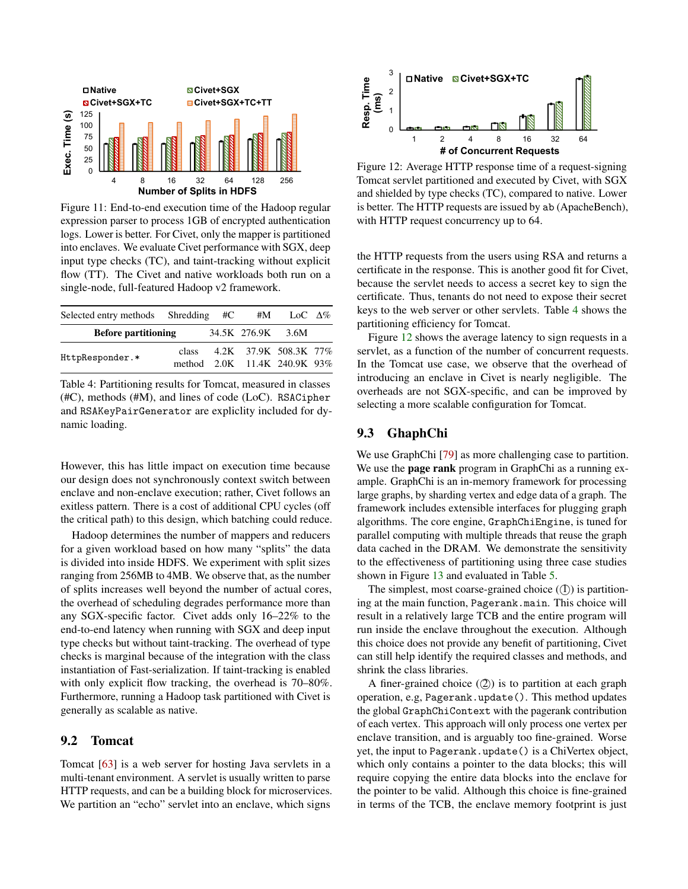Figure 11: End-to-end execution time of the Hadoop regular expression parser to process 1GB of encrypted authentication logs. Lower is better. For Civet, only the mapper is partitioned into enclaves. We evaluate Civet performance with SGX, deep input type checks (TC), and taint-tracking without explicit flow (TT). The Civet and native workloads both run on a single-node, full-featured Hadoop v2 framework.

| Selected entry methods | Shredding | #C | #M | LoC | Δ% |
|---|---|---|---|---|---|
| **Before partitioning** | | 34.5K | 276.9K | 3.6M | |
| `HttpResponder.*` | class | 4.2K | 37.9K | 508.3K | 77% |
| | method | 2.0K | 11.4K | 240.9K | 93% |

Table 4: Partitioning results for Tomcat, measured in classes (#C), methods (#M), and lines of code (LoC). `RSACipher` and `RSAKeyPairGenerator` are expliclity included for dynamic loading.

However, this has little impact on execution time because our design does not synchronously context switch between enclave and non-enclave execution; rather, Civet follows an exitless pattern. There is a cost of additional CPU cycles (off the critical path) to this design, which batching could reduce.

Hadoop determines the number of mappers and reducers for a given workload based on how many "splits" the data is divided into inside HDFS. We experiment with split sizes ranging from 256MB to 4MB. We observe that, as the number of splits increases well beyond the number of actual cores, the overhead of scheduling degrades performance more than any SGX-specific factor. Civet adds only 16–22% to the end-to-end latency when running with SGX and deep input type checks but without taint-tracking. The overhead of type checks is marginal because of the integration with the class instantiation of Fast-serialization. If taint-tracking is enabled with only explicit flow tracking, the overhead is 70–80%. Furthermore, running a Hadoop task partitioned with Civet is generally as scalable as native.

## 9.2 Tomcat

Tomcat [63] is a web server for hosting Java servlets in a multi-tenant environment. A servlet is usually written to parse HTTP requests, and can be a building block for microservices. We partition an "echo" servlet into an enclave, which signs the HTTP requests from the users using RSA and returns a certificate in the response. This is another good fit for Civet, because the servlet needs to access a secret key to sign the certificate. Thus, tenants do not need to expose their secret keys to the web server or other servlets. Table 4 shows the partitioning efficiency for Tomcat.

Figure 12: Average HTTP response time of a request-signing Tomcat servlet partitioned and executed by Civet, with SGX and shielded by type checks (TC), compared to native. Lower is better. The HTTP requests are issued by `ab` (ApacheBench), with HTTP request concurrency up to 64.

Figure 12 shows the average latency to sign requests in a servlet, as a function of the number of concurrent requests. In the Tomcat use case, we observe that the overhead of introducing an enclave in Civet is nearly negligible. The overheads are not SGX-specific, and can be improved by selecting a more scalable configuration for Tomcat.

## 9.3 GhaphChi

We use GraphChi [79] as more challenging case to partition. We use the **page rank** program in GraphChi as a running example. GraphChi is an in-memory framework for processing large graphs, by sharding vertex and edge data of a graph. The framework includes extensible interfaces for plugging graph algorithms. The core engine, `GraphChiEngine`, is tuned for parallel computing with multiple threads that reuse the graph data cached in the DRAM. We demonstrate the sensitivity to the effectiveness of partitioning using three case studies shown in Figure 13 and evaluated in Table 5.

The simplest, most coarse-grained choice (①) is partitioning at the main function, `Pagerank.main`. This choice will result in a relatively large TCB and the entire program will run inside the enclave throughout the execution. Although this choice does not provide any benefit of partitioning, Civet can still help identify the required classes and methods, and shrink the class libraries.

A finer-grained choice (②) is to partition at each graph operation, e.g, `Pagerank.update()`. This method updates the global `GraphChiContext` with the pagerank contribution of each vertex. This approach will only process one vertex per enclave transition, and is arguably too fine-grained. Worse yet, the input to `Pagerank.update()` is a ChiVertex object, which only contains a pointer to the data blocks; this will require copying the entire data blocks into the enclave for the pointer to be valid. Although this choice is fine-grained in terms of the TCB, the enclave memory footprint is just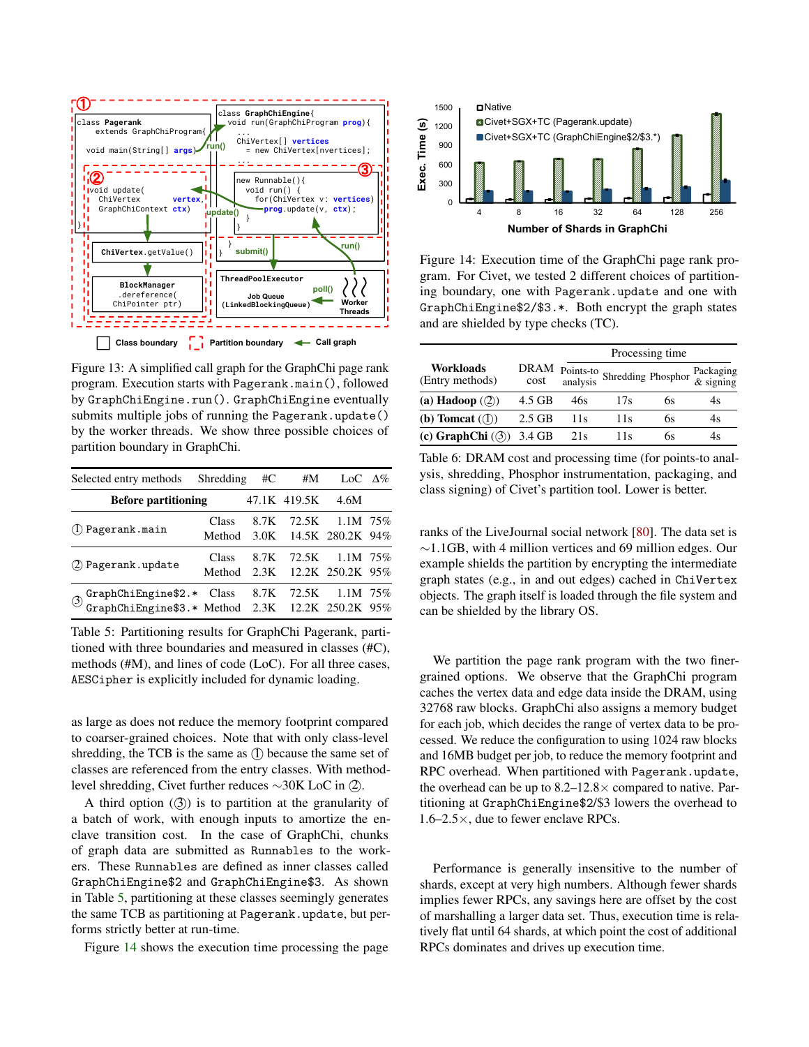Figure 13: A simplified call graph for the GraphChi page rank program. Execution starts with `Pagerank.main()`, followed by `GraphChiEngine.run()`. `GraphChiEngine` eventually submits multiple jobs of running the `Pagerank.update()` by the worker threads. We show three possible choices of partition boundary in GraphChi.

| Selected entry methods | Shredding | #C | #M | LoC | Δ% |
|---|---|---|---|---|---|
| **Before partitioning** | | 47.1K | 419.5K | 4.6M | |
| ① `Pagerank.main` | Class | 8.7K | 72.5K | 1.1M | 75% |
| | Method | 3.0K | 14.5K | 280.2K | 94% |
| ② `Pagerank.update` | Class | 8.7K | 72.5K | 1.1M | 75% |
| | Method | 2.3K | 12.2K | 250.2K | 95% |
| ③ `GraphChiEngine$2.*` `GraphChiEngine$3.*` | Class | 8.7K | 72.5K | 1.1M | 75% |
| | Method | 2.3K | 12.2K | 250.2K | 95% |

Table 5: Partitioning results for GraphChi Pagerank, partitioned with three boundaries and measured in classes (#C), methods (#M), and lines of code (LoC). For all three cases, `AESCipher` is explicitly included for dynamic loading.

as large as does not reduce the memory footprint compared to coarser-grained choices. Note that with only class-level shredding, the TCB is the same as ① because the same set of classes are referenced from the entry classes. With method-level shredding, Civet further reduces ~30K LoC in ②.

A third option (③) is to partition at the granularity of a batch of work, with enough inputs to amortize the enclave transition cost. In the case of GraphChi, chunks of graph data are submitted as `Runnables` to the workers. These `Runnables` are defined as inner classes called `GraphChiEngine$2` and `GraphChiEngine$3`. As shown in Table 5, partitioning at these classes seemingly generates the same TCB as partitioning at `Pagerank.update`, but performs strictly better at run-time.

Figure 14 shows the execution time processing the page

Figure 14: Execution time of the GraphChi page rank program. For Civet, we tested 2 different choices of partitioning boundary, one with `Pagerank.update` and one with `GraphChiEngine$2/$3.*`. Both encrypt the graph states and are shielded by type checks (TC).

| Workloads (Entry methods) | DRAM cost | Processing time: Points-to analysis | Shredding | Phosphor | Packaging & signing |
|---|---|---|---|---|---|
| **(a) Hadoop** (②) | 4.5 GB | 46s | 17s | 6s | 4s |
| **(b) Tomcat** (①) | 2.5 GB | 11s | 11s | 6s | 4s |
| **(c) GraphChi** (③) | 3.4 GB | 21s | 11s | 6s | 4s |

Table 6: DRAM cost and processing time (for points-to analysis, shredding, Phosphor instrumentation, packaging, and class signing) of Civet's partition tool. Lower is better.

ranks of the LiveJournal social network [80]. The data set is ~1.1GB, with 4 million vertices and 69 million edges. Our example shields the partition by encrypting the intermediate graph states (e.g., in and out edges) cached in `ChiVertex` objects. The graph itself is loaded through the file system and can be shielded by the library OS.

We partition the page rank program with the two finer-grained options. We observe that the GraphChi program caches the vertex data and edge data inside the DRAM, using 32768 raw blocks. GraphChi also assigns a memory budget for each job, which decides the range of vertex data to be processed. We reduce the configuration to using 1024 raw blocks and 16MB budget per job, to reduce the memory footprint and RPC overhead. When partitioned with `Pagerank.update`, the overhead can be up to 8.2–12.8× compared to native. Partitioning at `GraphChiEngine$2/$3` lowers the overhead to 1.6–2.5×, due to fewer enclave RPCs.

Performance is generally insensitive to the number of shards, except at very high numbers. Although fewer shards implies fewer RPCs, any savings here are offset by the cost of marshalling a larger data set. Thus, execution time is relatively flat until 64 shards, at which point the cost of additional RPCs dominates and drives up execution time.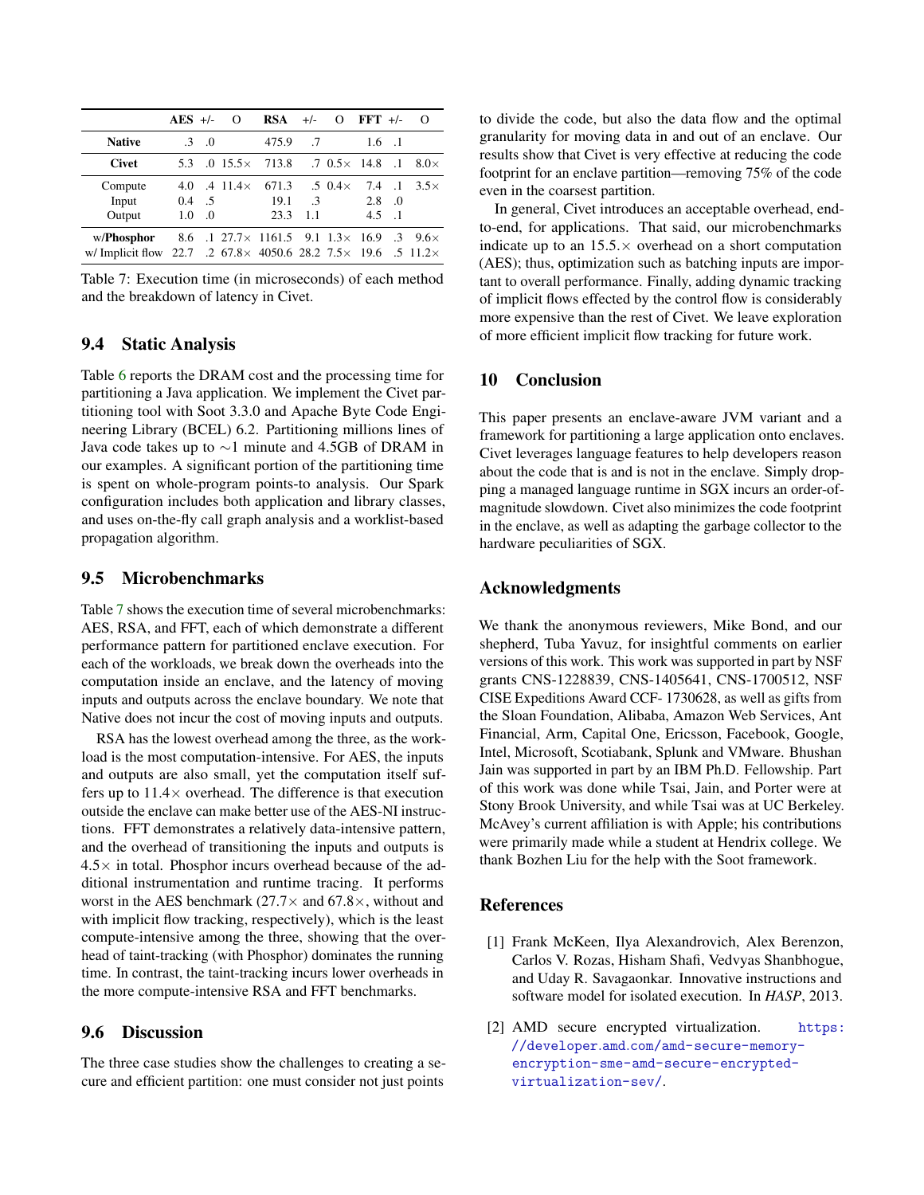|  | AES | +/- | O | RSA | +/- | O | FFT | +/- | O |
|---|---|---|---|---|---|---|---|---|---|
| **Native** | .3 | .0 |  | 475.9 | .7 |  | 1.6 | .1 |  |
| **Civet** | 5.3 | .0 | 15.5× | 713.8 | .7 | 0.5× | 14.8 | .1 | 8.0× |
| Compute | 4.0 | .4 | 11.4× | 671.3 | .5 | 0.4× | 7.4 | .1 | 3.5× |
| Input | 0.4 | .5 |  | 19.1 | .3 |  | 2.8 | .0 |  |
| Output | 1.0 | .0 |  | 23.3 | 1.1 |  | 4.5 | .1 |  |
| w/**Phosphor** | 8.6 | .1 | 27.7× | 1161.5 | 9.1 | 1.3× | 16.9 | .3 | 9.6× |
| w/ Implicit flow | 22.7 | .2 | 67.8× | 4050.6 | 28.2 | 7.5× | 19.6 | .5 | 11.2× |

Table 7: Execution time (in microseconds) of each method and the breakdown of latency in Civet.

### 9.4 Static Analysis

Table 6 reports the DRAM cost and the processing time for partitioning a Java application. We implement the Civet partitioning tool with Soot 3.3.0 and Apache Byte Code Engineering Library (BCEL) 6.2. Partitioning millions lines of Java code takes up to ∼1 minute and 4.5GB of DRAM in our examples. A significant portion of the partitioning time is spent on whole-program points-to analysis. Our Spark configuration includes both application and library classes, and uses on-the-fly call graph analysis and a worklist-based propagation algorithm.

### 9.5 Microbenchmarks

Table 7 shows the execution time of several microbenchmarks: AES, RSA, and FFT, each of which demonstrate a different performance pattern for partitioned enclave execution. For each of the workloads, we break down the overheads into the computation inside an enclave, and the latency of moving inputs and outputs across the enclave boundary. We note that Native does not incur the cost of moving inputs and outputs.

RSA has the lowest overhead among the three, as the workload is the most computation-intensive. For AES, the inputs and outputs are also small, yet the computation itself suffers up to 11.4× overhead. The difference is that execution outside the enclave can make better use of the AES-NI instructions. FFT demonstrates a relatively data-intensive pattern, and the overhead of transitioning the inputs and outputs is 4.5× in total. Phosphor incurs overhead because of the additional instrumentation and runtime tracing. It performs worst in the AES benchmark (27.7× and 67.8×, without and with implicit flow tracking, respectively), which is the least compute-intensive among the three, showing that the overhead of taint-tracking (with Phosphor) dominates the running time. In contrast, the taint-tracking incurs lower overheads in the more compute-intensive RSA and FFT benchmarks.

### 9.6 Discussion

The three case studies show the challenges to creating a secure and efficient partition: one must consider not just points to divide the code, but also the data flow and the optimal granularity for moving data in and out of an enclave. Our results show that Civet is very effective at reducing the code footprint for an enclave partition—removing 75% of the code even in the coarsest partition.

In general, Civet introduces an acceptable overhead, end-to-end, for applications. That said, our microbenchmarks indicate up to an 15.5.× overhead on a short computation (AES); thus, optimization such as batching inputs are important to overall performance. Finally, adding dynamic tracking of implicit flows effected by the control flow is considerably more expensive than the rest of Civet. We leave exploration of more efficient implicit flow tracking for future work.

## 10 Conclusion

This paper presents an enclave-aware JVM variant and a framework for partitioning a large application onto enclaves. Civet leverages language features to help developers reason about the code that is and is not in the enclave. Simply dropping a managed language runtime in SGX incurs an order-of-magnitude slowdown. Civet also minimizes the code footprint in the enclave, as well as adapting the garbage collector to the hardware peculiarities of SGX.

## Acknowledgments

We thank the anonymous reviewers, Mike Bond, and our shepherd, Tuba Yavuz, for insightful comments on earlier versions of this work. This work was supported in part by NSF grants CNS-1228839, CNS-1405641, CNS-1700512, NSF CISE Expeditions Award CCF- 1730628, as well as gifts from the Sloan Foundation, Alibaba, Amazon Web Services, Ant Financial, Arm, Capital One, Ericsson, Facebook, Google, Intel, Microsoft, Scotiabank, Splunk and VMware. Bhushan Jain was supported in part by an IBM Ph.D. Fellowship. Part of this work was done while Tsai, Jain, and Porter were at Stony Brook University, and while Tsai was at UC Berkeley. McAvey's current affiliation is with Apple; his contributions were primarily made while a student at Hendrix college. We thank Bozhen Liu for the help with the Soot framework.

## References

[1] Frank McKeen, Ilya Alexandrovich, Alex Berenzon, Carlos V. Rozas, Hisham Shafi, Vedvyas Shanbhogue, and Uday R. Savagaonkar. Innovative instructions and software model for isolated execution. In *HASP*, 2013.

[2] AMD secure encrypted virtualization. https://developer.amd.com/amd-secure-memory-encryption-sme-amd-secure-encrypted-virtualization-sev/.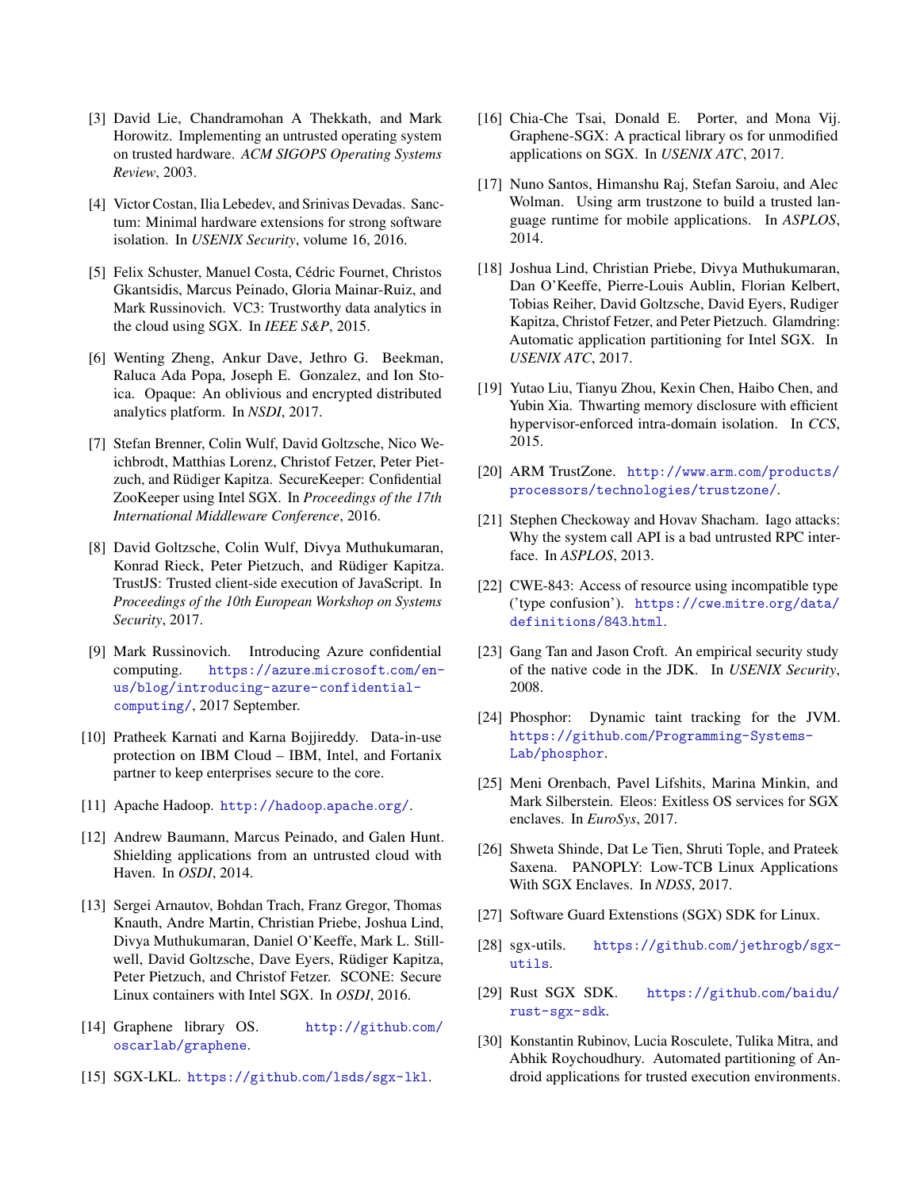[3] David Lie, Chandramohan A Thekkath, and Mark Horowitz. Implementing an untrusted operating system on trusted hardware. *ACM SIGOPS Operating Systems Review*, 2003.

[4] Victor Costan, Ilia Lebedev, and Srinivas Devadas. Sanctum: Minimal hardware extensions for strong software isolation. In *USENIX Security*, volume 16, 2016.

[5] Felix Schuster, Manuel Costa, Cédric Fournet, Christos Gkantsidis, Marcus Peinado, Gloria Mainar-Ruiz, and Mark Russinovich. VC3: Trustworthy data analytics in the cloud using SGX. In *IEEE S&P*, 2015.

[6] Wenting Zheng, Ankur Dave, Jethro G. Beekman, Raluca Ada Popa, Joseph E. Gonzalez, and Ion Stoica. Opaque: An oblivious and encrypted distributed analytics platform. In *NSDI*, 2017.

[7] Stefan Brenner, Colin Wulf, David Goltzsche, Nico Weichbrodt, Matthias Lorenz, Christof Fetzer, Peter Pietzuch, and Rüdiger Kapitza. SecureKeeper: Confidential ZooKeeper using Intel SGX. In *Proceedings of the 17th International Middleware Conference*, 2016.

[8] David Goltzsche, Colin Wulf, Divya Muthukumaran, Konrad Rieck, Peter Pietzuch, and Rüdiger Kapitza. TrustJS: Trusted client-side execution of JavaScript. In *Proceedings of the 10th European Workshop on Systems Security*, 2017.

[9] Mark Russinovich. Introducing Azure confidential computing. https://azure.microsoft.com/en-us/blog/introducing-azure-confidential-computing/, 2017 September.

[10] Pratheek Karnati and Karna Bojjireddy. Data-in-use protection on IBM Cloud – IBM, Intel, and Fortanix partner to keep enterprises secure to the core.

[11] Apache Hadoop. http://hadoop.apache.org/.

[12] Andrew Baumann, Marcus Peinado, and Galen Hunt. Shielding applications from an untrusted cloud with Haven. In *OSDI*, 2014.

[13] Sergei Arnautov, Bohdan Trach, Franz Gregor, Thomas Knauth, Andre Martin, Christian Priebe, Joshua Lind, Divya Muthukumaran, Daniel O'Keeffe, Mark L. Stillwell, David Goltzsche, Dave Eyers, Rüdiger Kapitza, Peter Pietzuch, and Christof Fetzer. SCONE: Secure Linux containers with Intel SGX. In *OSDI*, 2016.

[14] Graphene library OS. http://github.com/oscarlab/graphene.

[15] SGX-LKL. https://github.com/lsds/sgx-lkl.

[16] Chia-Che Tsai, Donald E. Porter, and Mona Vij. Graphene-SGX: A practical library os for unmodified applications on SGX. In *USENIX ATC*, 2017.

[17] Nuno Santos, Himanshu Raj, Stefan Saroiu, and Alec Wolman. Using arm trustzone to build a trusted language runtime for mobile applications. In *ASPLOS*, 2014.

[18] Joshua Lind, Christian Priebe, Divya Muthukumaran, Dan O'Keeffe, Pierre-Louis Aublin, Florian Kelbert, Tobias Reiher, David Goltzsche, David Eyers, Rudiger Kapitza, Christof Fetzer, and Peter Pietzuch. Glamdring: Automatic application partitioning for Intel SGX. In *USENIX ATC*, 2017.

[19] Yutao Liu, Tianyu Zhou, Kexin Chen, Haibo Chen, and Yubin Xia. Thwarting memory disclosure with efficient hypervisor-enforced intra-domain isolation. In *CCS*, 2015.

[20] ARM TrustZone. http://www.arm.com/products/processors/technologies/trustzone/.

[21] Stephen Checkoway and Hovav Shacham. Iago attacks: Why the system call API is a bad untrusted RPC interface. In *ASPLOS*, 2013.

[22] CWE-843: Access of resource using incompatible type ('type confusion'). https://cwe.mitre.org/data/definitions/843.html.

[23] Gang Tan and Jason Croft. An empirical security study of the native code in the JDK. In *USENIX Security*, 2008.

[24] Phosphor: Dynamic taint tracking for the JVM. https://github.com/Programming-Systems-Lab/phosphor.

[25] Meni Orenbach, Pavel Lifshits, Marina Minkin, and Mark Silberstein. Eleos: Exitless OS services for SGX enclaves. In *EuroSys*, 2017.

[26] Shweta Shinde, Dat Le Tien, Shruti Tople, and Prateek Saxena. PANOPLY: Low-TCB Linux Applications With SGX Enclaves. In *NDSS*, 2017.

[27] Software Guard Extensions (SGX) SDK for Linux.

[28] sgx-utils. https://github.com/jethrogb/sgx-utils.

[29] Rust SGX SDK. https://github.com/baidu/rust-sgx-sdk.

[30] Konstantin Rubinov, Lucia Rosculete, Tulika Mitra, and Abhik Roychoudhury. Automated partitioning of Android applications for trusted execution environments.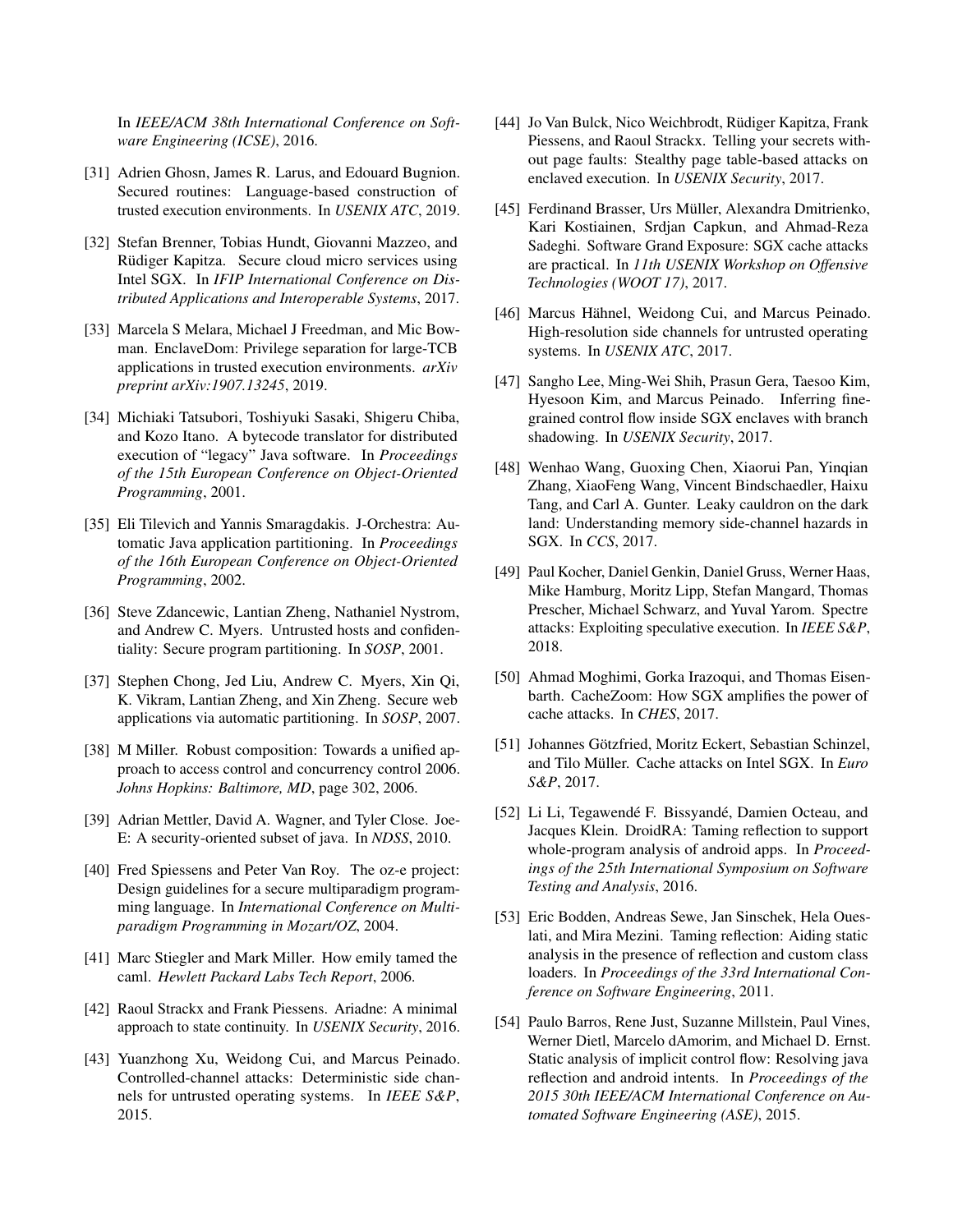In *IEEE/ACM 38th International Conference on Software Engineering (ICSE)*, 2016.

[31] Adrien Ghosn, James R. Larus, and Edouard Bugnion. Secured routines: Language-based construction of trusted execution environments. In *USENIX ATC*, 2019.

[32] Stefan Brenner, Tobias Hundt, Giovanni Mazzeo, and Rüdiger Kapitza. Secure cloud micro services using Intel SGX. In *IFIP International Conference on Distributed Applications and Interoperable Systems*, 2017.

[33] Marcela S Melara, Michael J Freedman, and Mic Bowman. EnclaveDom: Privilege separation for large-TCB applications in trusted execution environments. *arXiv preprint arXiv:1907.13245*, 2019.

[34] Michiaki Tatsubori, Toshiyuki Sasaki, Shigeru Chiba, and Kozo Itano. A bytecode translator for distributed execution of "legacy" Java software. In *Proceedings of the 15th European Conference on Object-Oriented Programming*, 2001.

[35] Eli Tilevich and Yannis Smaragdakis. J-Orchestra: Automatic Java application partitioning. In *Proceedings of the 16th European Conference on Object-Oriented Programming*, 2002.

[36] Steve Zdancewic, Lantian Zheng, Nathaniel Nystrom, and Andrew C. Myers. Untrusted hosts and confidentiality: Secure program partitioning. In *SOSP*, 2001.

[37] Stephen Chong, Jed Liu, Andrew C. Myers, Xin Qi, K. Vikram, Lantian Zheng, and Xin Zheng. Secure web applications via automatic partitioning. In *SOSP*, 2007.

[38] M Miller. Robust composition: Towards a unified approach to access control and concurrency control 2006. *Johns Hopkins: Baltimore, MD*, page 302, 2006.

[39] Adrian Mettler, David A. Wagner, and Tyler Close. Joe-E: A security-oriented subset of java. In *NDSS*, 2010.

[40] Fred Spiessens and Peter Van Roy. The oz-e project: Design guidelines for a secure multiparadigm programming language. In *International Conference on Multiparadigm Programming in Mozart/OZ*, 2004.

[41] Marc Stiegler and Mark Miller. How emily tamed the caml. *Hewlett Packard Labs Tech Report*, 2006.

[42] Raoul Strackx and Frank Piessens. Ariadne: A minimal approach to state continuity. In *USENIX Security*, 2016.

[43] Yuanzhong Xu, Weidong Cui, and Marcus Peinado. Controlled-channel attacks: Deterministic side channels for untrusted operating systems. In *IEEE S&P*, 2015.

[44] Jo Van Bulck, Nico Weichbrodt, Rüdiger Kapitza, Frank Piessens, and Raoul Strackx. Telling your secrets without page faults: Stealthy page table-based attacks on enclaved execution. In *USENIX Security*, 2017.

[45] Ferdinand Brasser, Urs Müller, Alexandra Dmitrienko, Kari Kostiainen, Srdjan Capkun, and Ahmad-Reza Sadeghi. Software Grand Exposure: SGX cache attacks are practical. In *11th USENIX Workshop on Offensive Technologies (WOOT 17)*, 2017.

[46] Marcus Hähnel, Weidong Cui, and Marcus Peinado. High-resolution side channels for untrusted operating systems. In *USENIX ATC*, 2017.

[47] Sangho Lee, Ming-Wei Shih, Prasun Gera, Taesoo Kim, Hyesoon Kim, and Marcus Peinado. Inferring fine-grained control flow inside SGX enclaves with branch shadowing. In *USENIX Security*, 2017.

[48] Wenhao Wang, Guoxing Chen, Xiaorui Pan, Yinqian Zhang, XiaoFeng Wang, Vincent Bindschaedler, Haixu Tang, and Carl A. Gunter. Leaky cauldron on the dark land: Understanding memory side-channel hazards in SGX. In *CCS*, 2017.

[49] Paul Kocher, Daniel Genkin, Daniel Gruss, Werner Haas, Mike Hamburg, Moritz Lipp, Stefan Mangard, Thomas Prescher, Michael Schwarz, and Yuval Yarom. Spectre attacks: Exploiting speculative execution. In *IEEE S&P*, 2018.

[50] Ahmad Moghimi, Gorka Irazoqui, and Thomas Eisenbarth. CacheZoom: How SGX amplifies the power of cache attacks. In *CHES*, 2017.

[51] Johannes Götzfried, Moritz Eckert, Sebastian Schinzel, and Tilo Müller. Cache attacks on Intel SGX. In *Euro S&P*, 2017.

[52] Li Li, Tegawendé F. Bissyandé, Damien Octeau, and Jacques Klein. DroidRA: Taming reflection to support whole-program analysis of android apps. In *Proceedings of the 25th International Symposium on Software Testing and Analysis*, 2016.

[53] Eric Bodden, Andreas Sewe, Jan Sinschek, Hela Oueslati, and Mira Mezini. Taming reflection: Aiding static analysis in the presence of reflection and custom class loaders. In *Proceedings of the 33rd International Conference on Software Engineering*, 2011.

[54] Paulo Barros, Rene Just, Suzanne Millstein, Paul Vines, Werner Dietl, Marcelo dAmorim, and Michael D. Ernst. Static analysis of implicit control flow: Resolving java reflection and android intents. In *Proceedings of the 2015 30th IEEE/ACM International Conference on Automated Software Engineering (ASE)*, 2015.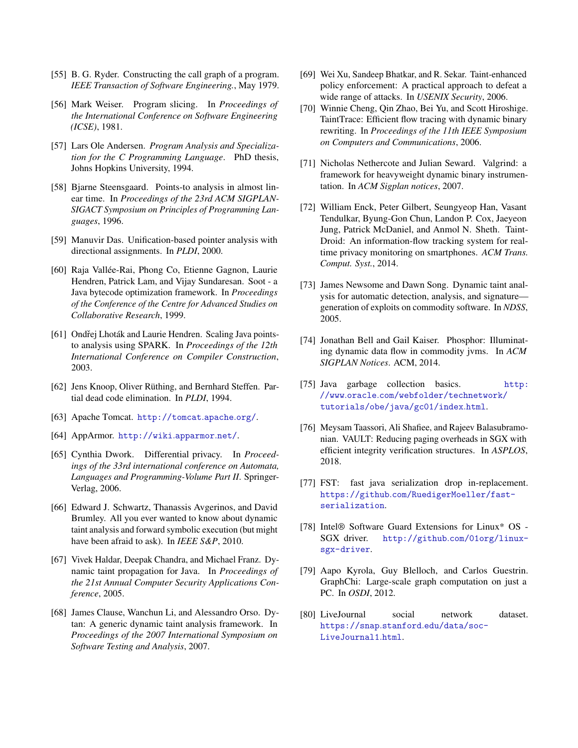[55] B. G. Ryder. Constructing the call graph of a program. *IEEE Transaction of Software Engineering.*, May 1979.

[56] Mark Weiser. Program slicing. In *Proceedings of the International Conference on Software Engineering (ICSE)*, 1981.

[57] Lars Ole Andersen. *Program Analysis and Specialization for the C Programming Language*. PhD thesis, Johns Hopkins University, 1994.

[58] Bjarne Steensgaard. Points-to analysis in almost linear time. In *Proceedings of the 23rd ACM SIGPLAN-SIGACT Symposium on Principles of Programming Languages*, 1996.

[59] Manuvir Das. Unification-based pointer analysis with directional assignments. In *PLDI*, 2000.

[60] Raja Vallée-Rai, Phong Co, Etienne Gagnon, Laurie Hendren, Patrick Lam, and Vijay Sundaresan. Soot - a Java bytecode optimization framework. In *Proceedings of the Conference of the Centre for Advanced Studies on Collaborative Research*, 1999.

[61] Ondřej Lhoták and Laurie Hendren. Scaling Java points-to analysis using SPARK. In *Proceedings of the 12th International Conference on Compiler Construction*, 2003.

[62] Jens Knoop, Oliver Rüthing, and Bernhard Steffen. Partial dead code elimination. In *PLDI*, 1994.

[63] Apache Tomcat. http://tomcat.apache.org/.

[64] AppArmor. http://wiki.apparmor.net/.

[65] Cynthia Dwork. Differential privacy. In *Proceedings of the 33rd international conference on Automata, Languages and Programming-Volume Part II*. Springer-Verlag, 2006.

[66] Edward J. Schwartz, Thanassis Avgerinos, and David Brumley. All you ever wanted to know about dynamic taint analysis and forward symbolic execution (but might have been afraid to ask). In *IEEE S&P*, 2010.

[67] Vivek Haldar, Deepak Chandra, and Michael Franz. Dynamic taint propagation for Java. In *Proceedings of the 21st Annual Computer Security Applications Conference*, 2005.

[68] James Clause, Wanchun Li, and Alessandro Orso. Dytan: A generic dynamic taint analysis framework. In *Proceedings of the 2007 International Symposium on Software Testing and Analysis*, 2007.

[69] Wei Xu, Sandeep Bhatkar, and R. Sekar. Taint-enhanced policy enforcement: A practical approach to defeat a wide range of attacks. In *USENIX Security*, 2006.

[70] Winnie Cheng, Qin Zhao, Bei Yu, and Scott Hiroshige. TaintTrace: Efficient flow tracing with dynamic binary rewriting. In *Proceedings of the 11th IEEE Symposium on Computers and Communications*, 2006.

[71] Nicholas Nethercote and Julian Seward. Valgrind: a framework for heavyweight dynamic binary instrumentation. In *ACM Sigplan notices*, 2007.

[72] William Enck, Peter Gilbert, Seungyeop Han, Vasant Tendulkar, Byung-Gon Chun, Landon P. Cox, Jaeyeon Jung, Patrick McDaniel, and Anmol N. Sheth. TaintDroid: An information-flow tracking system for real-time privacy monitoring on smartphones. *ACM Trans. Comput. Syst.*, 2014.

[73] James Newsome and Dawn Song. Dynamic taint analysis for automatic detection, analysis, and signature—generation of exploits on commodity software. In *NDSS*, 2005.

[74] Jonathan Bell and Gail Kaiser. Phosphor: Illuminating dynamic data flow in commodity jvms. In *ACM SIGPLAN Notices*. ACM, 2014.

[75] Java garbage collection basics. http://www.oracle.com/webfolder/technetwork/tutorials/obe/java/gc01/index.html.

[76] Meysam Taassori, Ali Shafiee, and Rajeev Balasubramonian. VAULT: Reducing paging overheads in SGX with efficient integrity verification structures. In *ASPLOS*, 2018.

[77] FST: fast java serialization drop in-replacement. https://github.com/RuedigerMoeller/fast-serialization.

[78] Intel® Software Guard Extensions for Linux* OS - SGX driver. http://github.com/01org/linux-sgx-driver.

[79] Aapo Kyrola, Guy Blelloch, and Carlos Guestrin. GraphChi: Large-scale graph computation on just a PC. In *OSDI*, 2012.

[80] LiveJournal social network dataset. https://snap.stanford.edu/data/soc-LiveJournal1.html.